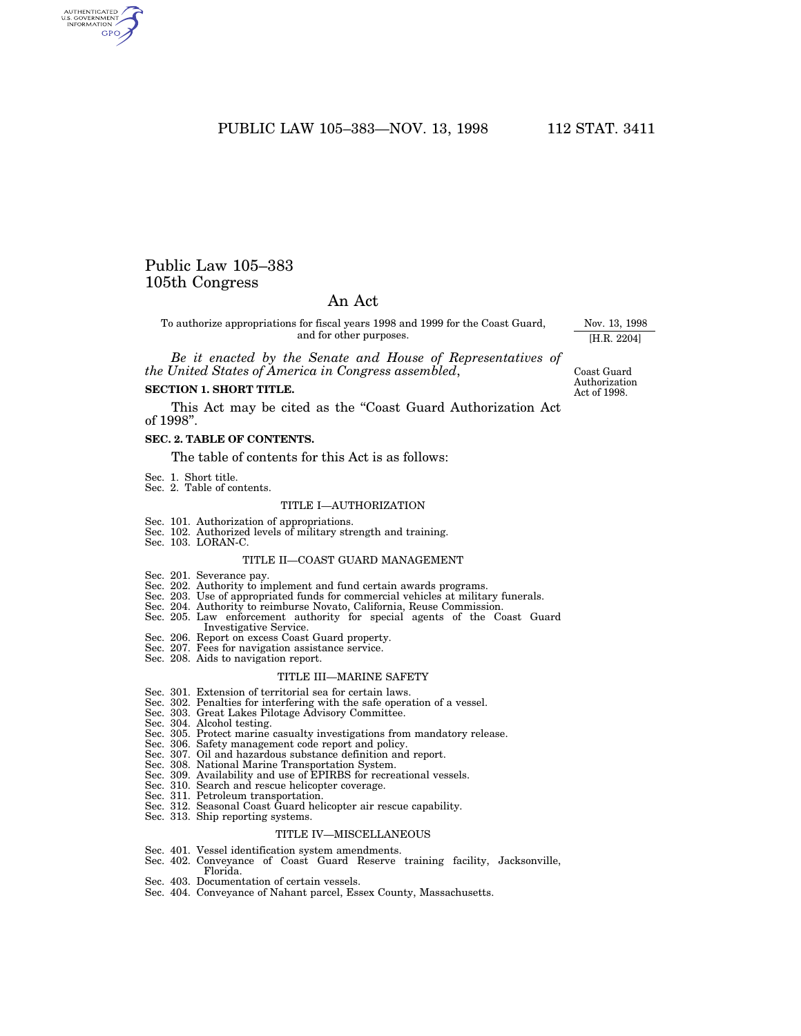# Public Law 105–383
# 105th Congress

## An Act

To authorize appropriations for fiscal years 1998 and 1999 for the Coast Guard, and for other purposes.

Nov. 13, 1998
[H.R. 2204]

*Be it enacted by the Senate and House of Representatives of the United States of America in Congress assembled*,

Coast Guard Authorization Act of 1998.

**SECTION 1. SHORT TITLE.**

This Act may be cited as the "Coast Guard Authorization Act of 1998".

**SEC. 2. TABLE OF CONTENTS.**

The table of contents for this Act is as follows:

Sec. 1. Short title.
Sec. 2. Table of contents.

TITLE I—AUTHORIZATION

Sec. 101. Authorization of appropriations.
Sec. 102. Authorized levels of military strength and training.
Sec. 103. LORAN-C.

TITLE II—COAST GUARD MANAGEMENT

Sec. 201. Severance pay.
Sec. 202. Authority to implement and fund certain awards programs.
Sec. 203. Use of appropriated funds for commercial vehicles at military funerals.
Sec. 204. Authority to reimburse Novato, California, Reuse Commission.
Sec. 205. Law enforcement authority for special agents of the Coast Guard Investigative Service.
Sec. 206. Report on excess Coast Guard property.
Sec. 207. Fees for navigation assistance service.
Sec. 208. Aids to navigation report.

TITLE III—MARINE SAFETY

Sec. 301. Extension of territorial sea for certain laws.
Sec. 302. Penalties for interfering with the safe operation of a vessel.
Sec. 303. Great Lakes Pilotage Advisory Committee.
Sec. 304. Alcohol testing.
Sec. 305. Protect marine casualty investigations from mandatory release.
Sec. 306. Safety management code report and policy.
Sec. 307. Oil and hazardous substance definition and report.
Sec. 308. National Marine Transportation System.
Sec. 309. Availability and use of EPIRBS for recreational vessels.
Sec. 310. Search and rescue helicopter coverage.
Sec. 311. Petroleum transportation.
Sec. 312. Seasonal Coast Guard helicopter air rescue capability.
Sec. 313. Ship reporting systems.

TITLE IV—MISCELLANEOUS

Sec. 401. Vessel identification system amendments.
Sec. 402. Conveyance of Coast Guard Reserve training facility, Jacksonville, Florida.
Sec. 403. Documentation of certain vessels.
Sec. 404. Conveyance of Nahant parcel, Essex County, Massachusetts.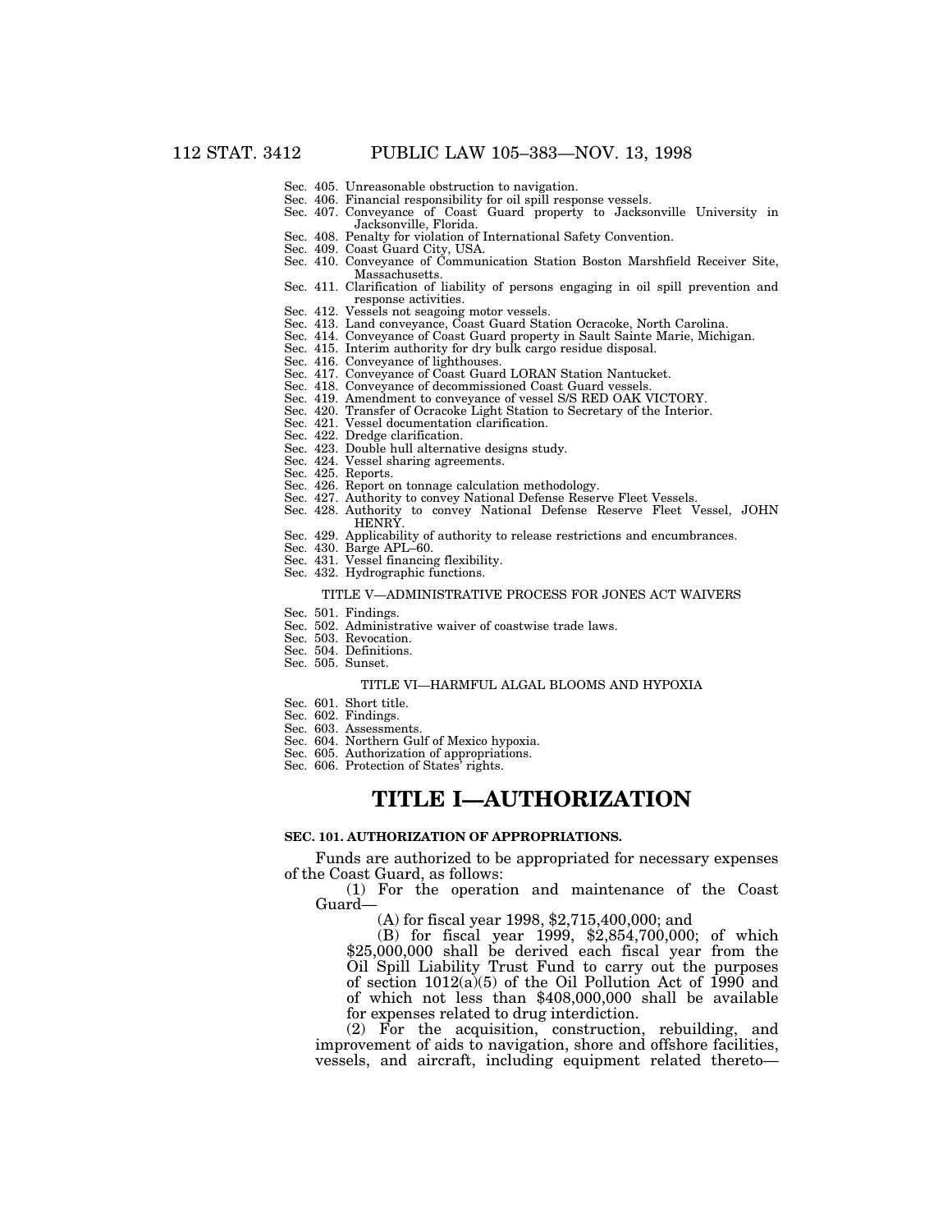Sec. 405. Unreasonable obstruction to navigation.
Sec. 406. Financial responsibility for oil spill response vessels.
Sec. 407. Conveyance of Coast Guard property to Jacksonville University in Jacksonville, Florida.
Sec. 408. Penalty for violation of International Safety Convention.
Sec. 409. Coast Guard City, USA.
Sec. 410. Conveyance of Communication Station Boston Marshfield Receiver Site, Massachusetts.
Sec. 411. Clarification of liability of persons engaging in oil spill prevention and response activities.
Sec. 412. Vessels not seagoing motor vessels.
Sec. 413. Land conveyance, Coast Guard Station Ocracoke, North Carolina.
Sec. 414. Conveyance of Coast Guard property in Sault Sainte Marie, Michigan.
Sec. 415. Interim authority for dry bulk cargo residue disposal.
Sec. 416. Conveyance of lighthouses.
Sec. 417. Conveyance of Coast Guard LORAN Station Nantucket.
Sec. 418. Conveyance of decommissioned Coast Guard vessels.
Sec. 419. Amendment to conveyance of vessel S/S RED OAK VICTORY.
Sec. 420. Transfer of Ocracoke Light Station to Secretary of the Interior.
Sec. 421. Vessel documentation clarification.
Sec. 422. Dredge clarification.
Sec. 423. Double hull alternative designs study.
Sec. 424. Vessel sharing agreements.
Sec. 425. Reports.
Sec. 426. Report on tonnage calculation methodology.
Sec. 427. Authority to convey National Defense Reserve Fleet Vessels.
Sec. 428. Authority to convey National Defense Reserve Fleet Vessel, JOHN HENRY.
Sec. 429. Applicability of authority to release restrictions and encumbrances.
Sec. 430. Barge APL–60.
Sec. 431. Vessel financing flexibility.
Sec. 432. Hydrographic functions.

TITLE V—ADMINISTRATIVE PROCESS FOR JONES ACT WAIVERS

Sec. 501. Findings.
Sec. 502. Administrative waiver of coastwise trade laws.
Sec. 503. Revocation.
Sec. 504. Definitions.
Sec. 505. Sunset.

TITLE VI—HARMFUL ALGAL BLOOMS AND HYPOXIA

Sec. 601. Short title.
Sec. 602. Findings.
Sec. 603. Assessments.
Sec. 604. Northern Gulf of Mexico hypoxia.
Sec. 605. Authorization of appropriations.
Sec. 606. Protection of States' rights.

# TITLE I—AUTHORIZATION

### SEC. 101. AUTHORIZATION OF APPROPRIATIONS.

Funds are authorized to be appropriated for necessary expenses of the Coast Guard, as follows:

(1) For the operation and maintenance of the Coast Guard—

(A) for fiscal year 1998, $2,715,400,000; and

(B) for fiscal year 1999, $2,854,700,000; of which $25,000,000 shall be derived each fiscal year from the Oil Spill Liability Trust Fund to carry out the purposes of section 1012(a)(5) of the Oil Pollution Act of 1990 and of which not less than $408,000,000 shall be available for expenses related to drug interdiction.

(2) For the acquisition, construction, rebuilding, and improvement of aids to navigation, shore and offshore facilities, vessels, and aircraft, including equipment related thereto—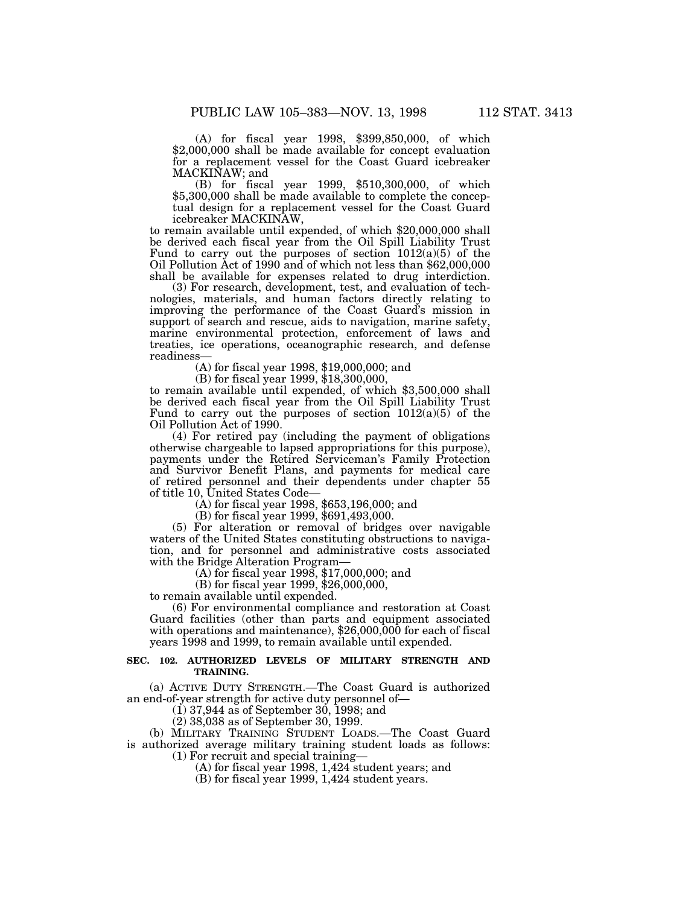(A) for fiscal year 1998, $399,850,000, of which $2,000,000 shall be made available for concept evaluation for a replacement vessel for the Coast Guard icebreaker MACKINAW; and

(B) for fiscal year 1999, $510,300,000, of which $5,300,000 shall be made available to complete the conceptual design for a replacement vessel for the Coast Guard icebreaker MACKINAW,

to remain available until expended, of which $20,000,000 shall be derived each fiscal year from the Oil Spill Liability Trust Fund to carry out the purposes of section 1012(a)(5) of the Oil Pollution Act of 1990 and of which not less than $62,000,000 shall be available for expenses related to drug interdiction.

(3) For research, development, test, and evaluation of technologies, materials, and human factors directly relating to improving the performance of the Coast Guard's mission in support of search and rescue, aids to navigation, marine safety, marine environmental protection, enforcement of laws and treaties, ice operations, oceanographic research, and defense readiness—

(A) for fiscal year 1998, $19,000,000; and

(B) for fiscal year 1999, $18,300,000,

to remain available until expended, of which $3,500,000 shall be derived each fiscal year from the Oil Spill Liability Trust Fund to carry out the purposes of section 1012(a)(5) of the Oil Pollution Act of 1990.

(4) For retired pay (including the payment of obligations otherwise chargeable to lapsed appropriations for this purpose), payments under the Retired Serviceman's Family Protection and Survivor Benefit Plans, and payments for medical care of retired personnel and their dependents under chapter 55 of title 10, United States Code—

(A) for fiscal year 1998, $653,196,000; and

(B) for fiscal year 1999, $691,493,000.

(5) For alteration or removal of bridges over navigable waters of the United States constituting obstructions to navigation, and for personnel and administrative costs associated with the Bridge Alteration Program—

(A) for fiscal year 1998, $17,000,000; and

(B) for fiscal year 1999, $26,000,000,

to remain available until expended.

(6) For environmental compliance and restoration at Coast Guard facilities (other than parts and equipment associated with operations and maintenance), $26,000,000 for each of fiscal years 1998 and 1999, to remain available until expended.

**SEC. 102. AUTHORIZED LEVELS OF MILITARY STRENGTH AND TRAINING.**

(a) ACTIVE DUTY STRENGTH.—The Coast Guard is authorized an end-of-year strength for active duty personnel of—

(1) 37,944 as of September 30, 1998; and

(2) 38,038 as of September 30, 1999.

(b) MILITARY TRAINING STUDENT LOADS.—The Coast Guard is authorized average military training student loads as follows:

(1) For recruit and special training—

(A) for fiscal year 1998, 1,424 student years; and

(B) for fiscal year 1999, 1,424 student years.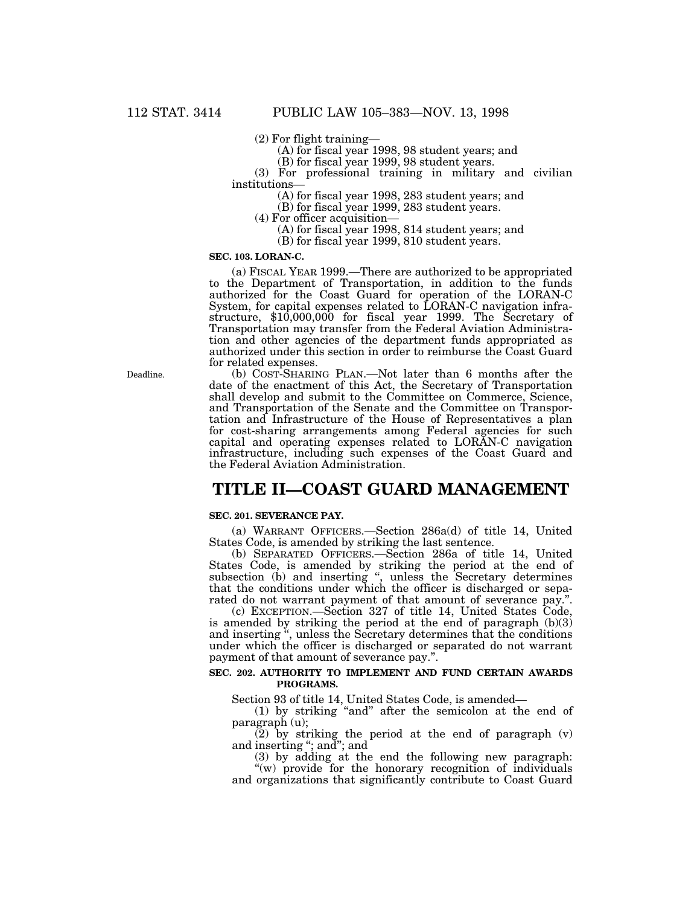(2) For flight training—

(A) for fiscal year 1998, 98 student years; and

(B) for fiscal year 1999, 98 student years.

(3) For professional training in military and civilian institutions—

(A) for fiscal year 1998, 283 student years; and

(B) for fiscal year 1999, 283 student years.

(4) For officer acquisition—

(A) for fiscal year 1998, 814 student years; and

(B) for fiscal year 1999, 810 student years.

**SEC. 103. LORAN-C.**

(a) FISCAL YEAR 1999.—There are authorized to be appropriated to the Department of Transportation, in addition to the funds authorized for the Coast Guard for operation of the LORAN-C System, for capital expenses related to LORAN-C navigation infrastructure, $10,000,000 for fiscal year 1999. The Secretary of Transportation may transfer from the Federal Aviation Administration and other agencies of the department funds appropriated as authorized under this section in order to reimburse the Coast Guard for related expenses.

Deadline.

(b) COST-SHARING PLAN.—Not later than 6 months after the date of the enactment of this Act, the Secretary of Transportation shall develop and submit to the Committee on Commerce, Science, and Transportation of the Senate and the Committee on Transportation and Infrastructure of the House of Representatives a plan for cost-sharing arrangements among Federal agencies for such capital and operating expenses related to LORAN-C navigation infrastructure, including such expenses of the Coast Guard and the Federal Aviation Administration.

# TITLE II—COAST GUARD MANAGEMENT

**SEC. 201. SEVERANCE PAY.**

(a) WARRANT OFFICERS.—Section 286a(d) of title 14, United States Code, is amended by striking the last sentence.

(b) SEPARATED OFFICERS.—Section 286a of title 14, United States Code, is amended by striking the period at the end of subsection (b) and inserting ", unless the Secretary determines that the conditions under which the officer is discharged or separated do not warrant payment of that amount of severance pay.".

(c) EXCEPTION.—Section 327 of title 14, United States Code, is amended by striking the period at the end of paragraph (b)(3) and inserting ", unless the Secretary determines that the conditions under which the officer is discharged or separated do not warrant payment of that amount of severance pay.".

**SEC. 202. AUTHORITY TO IMPLEMENT AND FUND CERTAIN AWARDS PROGRAMS.**

Section 93 of title 14, United States Code, is amended—

(1) by striking "and" after the semicolon at the end of paragraph (u);

(2) by striking the period at the end of paragraph (v) and inserting "; and"; and

(3) by adding at the end the following new paragraph:

"(w) provide for the honorary recognition of individuals and organizations that significantly contribute to Coast Guard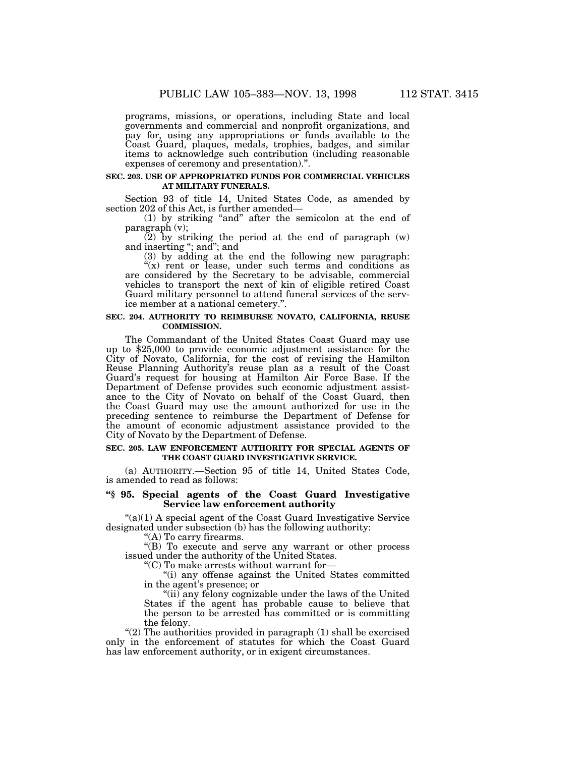programs, missions, or operations, including State and local governments and commercial and nonprofit organizations, and pay for, using any appropriations or funds available to the Coast Guard, plaques, medals, trophies, badges, and similar items to acknowledge such contribution (including reasonable expenses of ceremony and presentation).".

**SEC. 203. USE OF APPROPRIATED FUNDS FOR COMMERCIAL VEHICLES AT MILITARY FUNERALS.**

Section 93 of title 14, United States Code, as amended by section 202 of this Act, is further amended—

(1) by striking "and" after the semicolon at the end of paragraph (v);

(2) by striking the period at the end of paragraph (w) and inserting "; and"; and

(3) by adding at the end the following new paragraph:

"(x) rent or lease, under such terms and conditions as are considered by the Secretary to be advisable, commercial vehicles to transport the next of kin of eligible retired Coast Guard military personnel to attend funeral services of the service member at a national cemetery.".

**SEC. 204. AUTHORITY TO REIMBURSE NOVATO, CALIFORNIA, REUSE COMMISSION.**

The Commandant of the United States Coast Guard may use up to $25,000 to provide economic adjustment assistance for the City of Novato, California, for the cost of revising the Hamilton Reuse Planning Authority's reuse plan as a result of the Coast Guard's request for housing at Hamilton Air Force Base. If the Department of Defense provides such economic adjustment assistance to the City of Novato on behalf of the Coast Guard, then the Coast Guard may use the amount authorized for use in the preceding sentence to reimburse the Department of Defense for the amount of economic adjustment assistance provided to the City of Novato by the Department of Defense.

**SEC. 205. LAW ENFORCEMENT AUTHORITY FOR SPECIAL AGENTS OF THE COAST GUARD INVESTIGATIVE SERVICE.**

(a) AUTHORITY.—Section 95 of title 14, United States Code, is amended to read as follows:

**"§ 95. Special agents of the Coast Guard Investigative Service law enforcement authority**

"(a)(1) A special agent of the Coast Guard Investigative Service designated under subsection (b) has the following authority:

"(A) To carry firearms.

"(B) To execute and serve any warrant or other process issued under the authority of the United States.

"(C) To make arrests without warrant for—

"(i) any offense against the United States committed in the agent's presence; or

"(ii) any felony cognizable under the laws of the United States if the agent has probable cause to believe that the person to be arrested has committed or is committing the felony.

"(2) The authorities provided in paragraph (1) shall be exercised only in the enforcement of statutes for which the Coast Guard has law enforcement authority, or in exigent circumstances.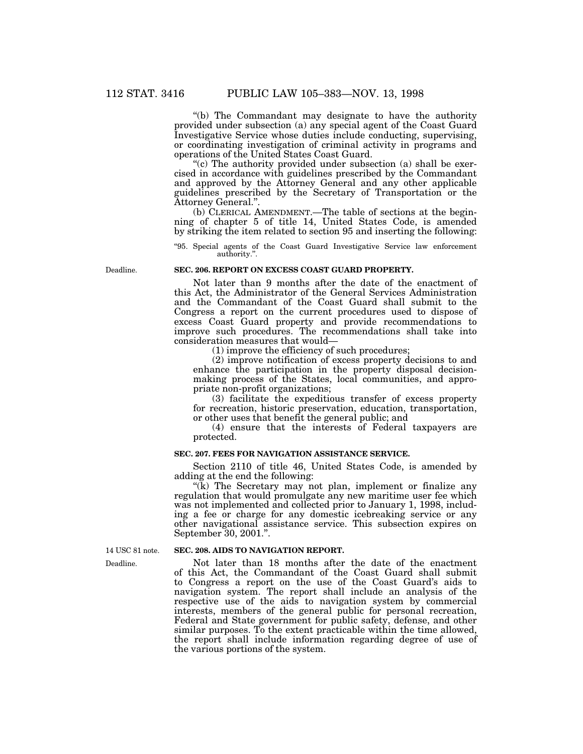"(b) The Commandant may designate to have the authority provided under subsection (a) any special agent of the Coast Guard Investigative Service whose duties include conducting, supervising, or coordinating investigation of criminal activity in programs and operations of the United States Coast Guard.

"(c) The authority provided under subsection (a) shall be exercised in accordance with guidelines prescribed by the Commandant and approved by the Attorney General and any other applicable guidelines prescribed by the Secretary of Transportation or the Attorney General.".

(b) CLERICAL AMENDMENT.—The table of sections at the beginning of chapter 5 of title 14, United States Code, is amended by striking the item related to section 95 and inserting the following:

"95. Special agents of the Coast Guard Investigative Service law enforcement authority.".

Deadline.

**SEC. 206. REPORT ON EXCESS COAST GUARD PROPERTY.**

Not later than 9 months after the date of the enactment of this Act, the Administrator of the General Services Administration and the Commandant of the Coast Guard shall submit to the Congress a report on the current procedures used to dispose of excess Coast Guard property and provide recommendations to improve such procedures. The recommendations shall take into consideration measures that would—

(1) improve the efficiency of such procedures;

(2) improve notification of excess property decisions to and enhance the participation in the property disposal decisionmaking process of the States, local communities, and appropriate non-profit organizations;

(3) facilitate the expeditious transfer of excess property for recreation, historic preservation, education, transportation, or other uses that benefit the general public; and

(4) ensure that the interests of Federal taxpayers are protected.

**SEC. 207. FEES FOR NAVIGATION ASSISTANCE SERVICE.**

Section 2110 of title 46, United States Code, is amended by adding at the end the following:

"(k) The Secretary may not plan, implement or finalize any regulation that would promulgate any new maritime user fee which was not implemented and collected prior to January 1, 1998, including a fee or charge for any domestic icebreaking service or any other navigational assistance service. This subsection expires on September 30, 2001.".

14 USC 81 note.

Deadline.

**SEC. 208. AIDS TO NAVIGATION REPORT.**

Not later than 18 months after the date of the enactment of this Act, the Commandant of the Coast Guard shall submit to Congress a report on the use of the Coast Guard's aids to navigation system. The report shall include an analysis of the respective use of the aids to navigation system by commercial interests, members of the general public for personal recreation, Federal and State government for public safety, defense, and other similar purposes. To the extent practicable within the time allowed, the report shall include information regarding degree of use of the various portions of the system.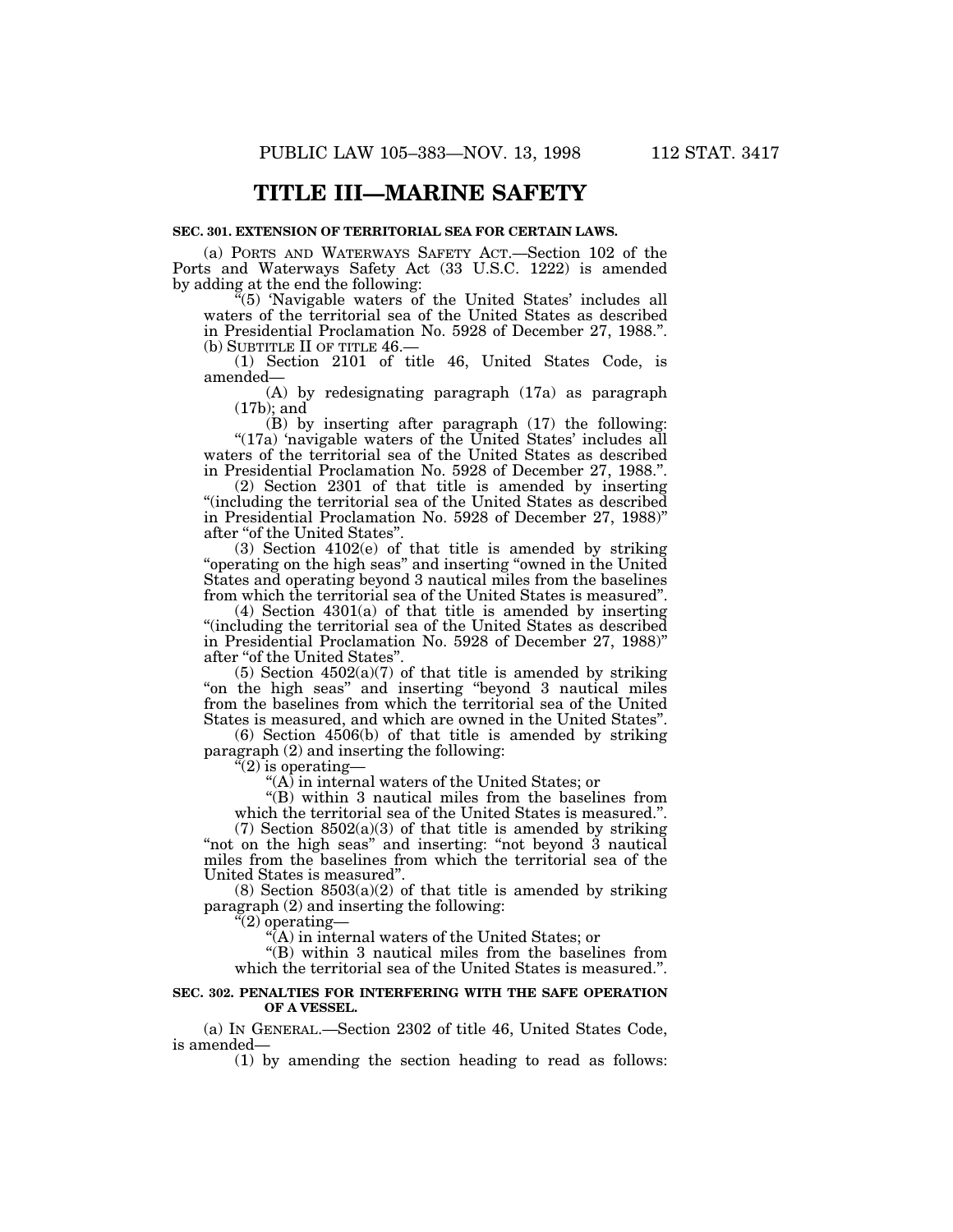# TITLE III—MARINE SAFETY

**SEC. 301. EXTENSION OF TERRITORIAL SEA FOR CERTAIN LAWS.**

(a) PORTS AND WATERWAYS SAFETY ACT.—Section 102 of the Ports and Waterways Safety Act (33 U.S.C. 1222) is amended by adding at the end the following:

"(5) 'Navigable waters of the United States' includes all waters of the territorial sea of the United States as described in Presidential Proclamation No. 5928 of December 27, 1988.".

(b) SUBTITLE II OF TITLE 46.—

(1) Section 2101 of title 46, United States Code, is amended—

(A) by redesignating paragraph (17a) as paragraph (17b); and

(B) by inserting after paragraph (17) the following:

"(17a) 'navigable waters of the United States' includes all waters of the territorial sea of the United States as described in Presidential Proclamation No. 5928 of December 27, 1988.".

(2) Section 2301 of that title is amended by inserting "(including the territorial sea of the United States as described in Presidential Proclamation No. 5928 of December 27, 1988)" after "of the United States".

(3) Section 4102(e) of that title is amended by striking "operating on the high seas" and inserting "owned in the United States and operating beyond 3 nautical miles from the baselines from which the territorial sea of the United States is measured".

(4) Section 4301(a) of that title is amended by inserting "(including the territorial sea of the United States as described in Presidential Proclamation No. 5928 of December 27, 1988)" after "of the United States".

(5) Section 4502(a)(7) of that title is amended by striking "on the high seas" and inserting "beyond 3 nautical miles from the baselines from which the territorial sea of the United States is measured, and which are owned in the United States".

(6) Section 4506(b) of that title is amended by striking paragraph (2) and inserting the following:

"(2) is operating—

"(A) in internal waters of the United States; or

"(B) within 3 nautical miles from the baselines from which the territorial sea of the United States is measured.".

(7) Section 8502(a)(3) of that title is amended by striking "not on the high seas" and inserting: "not beyond 3 nautical miles from the baselines from which the territorial sea of the United States is measured".

(8) Section 8503(a)(2) of that title is amended by striking paragraph (2) and inserting the following:

"(2) operating—

"(A) in internal waters of the United States; or

"(B) within 3 nautical miles from the baselines from which the territorial sea of the United States is measured.".

**SEC. 302. PENALTIES FOR INTERFERING WITH THE SAFE OPERATION OF A VESSEL.**

(a) IN GENERAL.—Section 2302 of title 46, United States Code, is amended—

(1) by amending the section heading to read as follows: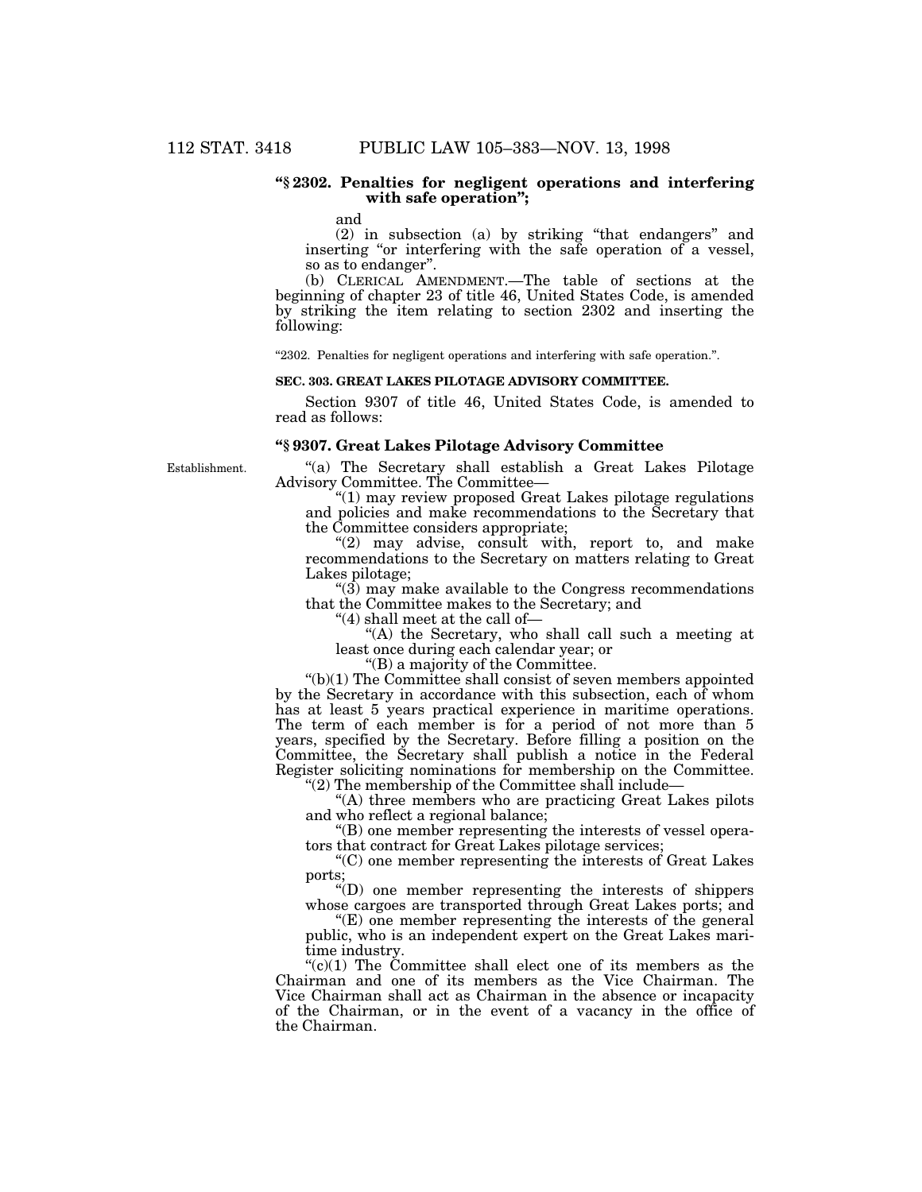**"§ 2302. Penalties for negligent operations and interfering with safe operation";**

and

(2) in subsection (a) by striking "that endangers" and inserting "or interfering with the safe operation of a vessel, so as to endanger".

(b) CLERICAL AMENDMENT.—The table of sections at the beginning of chapter 23 of title 46, United States Code, is amended by striking the item relating to section 2302 and inserting the following:

"2302. Penalties for negligent operations and interfering with safe operation.".

**SEC. 303. GREAT LAKES PILOTAGE ADVISORY COMMITTEE.**

Section 9307 of title 46, United States Code, is amended to read as follows:

**"§ 9307. Great Lakes Pilotage Advisory Committee**

Establishment.

"(a) The Secretary shall establish a Great Lakes Pilotage Advisory Committee. The Committee—

"(1) may review proposed Great Lakes pilotage regulations and policies and make recommendations to the Secretary that the Committee considers appropriate;

"(2) may advise, consult with, report to, and make recommendations to the Secretary on matters relating to Great Lakes pilotage;

"(3) may make available to the Congress recommendations that the Committee makes to the Secretary; and

"(4) shall meet at the call of—

"(A) the Secretary, who shall call such a meeting at least once during each calendar year; or

"(B) a majority of the Committee.

"(b)(1) The Committee shall consist of seven members appointed by the Secretary in accordance with this subsection, each of whom has at least 5 years practical experience in maritime operations. The term of each member is for a period of not more than 5 years, specified by the Secretary. Before filling a position on the Committee, the Secretary shall publish a notice in the Federal Register soliciting nominations for membership on the Committee.

"(2) The membership of the Committee shall include—

"(A) three members who are practicing Great Lakes pilots and who reflect a regional balance;

"(B) one member representing the interests of vessel operators that contract for Great Lakes pilotage services;

"(C) one member representing the interests of Great Lakes ports;

"(D) one member representing the interests of shippers whose cargoes are transported through Great Lakes ports; and

"(E) one member representing the interests of the general public, who is an independent expert on the Great Lakes maritime industry.

"(c)(1) The Committee shall elect one of its members as the Chairman and one of its members as the Vice Chairman. The Vice Chairman shall act as Chairman in the absence or incapacity of the Chairman, or in the event of a vacancy in the office of the Chairman.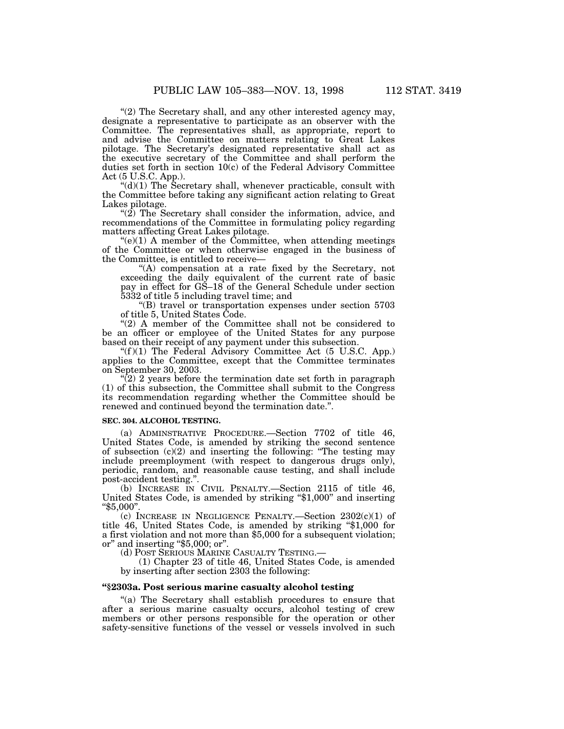"(2) The Secretary shall, and any other interested agency may, designate a representative to participate as an observer with the Committee. The representatives shall, as appropriate, report to and advise the Committee on matters relating to Great Lakes pilotage. The Secretary's designated representative shall act as the executive secretary of the Committee and shall perform the duties set forth in section 10(c) of the Federal Advisory Committee Act (5 U.S.C. App.).

"(d)(1) The Secretary shall, whenever practicable, consult with the Committee before taking any significant action relating to Great Lakes pilotage.

"(2) The Secretary shall consider the information, advice, and recommendations of the Committee in formulating policy regarding matters affecting Great Lakes pilotage.

"(e)(1) A member of the Committee, when attending meetings of the Committee or when otherwise engaged in the business of the Committee, is entitled to receive—

"(A) compensation at a rate fixed by the Secretary, not exceeding the daily equivalent of the current rate of basic pay in effect for GS–18 of the General Schedule under section 5332 of title 5 including travel time; and

"(B) travel or transportation expenses under section 5703 of title 5, United States Code.

"(2) A member of the Committee shall not be considered to be an officer or employee of the United States for any purpose based on their receipt of any payment under this subsection.

"(f)(1) The Federal Advisory Committee Act (5 U.S.C. App.) applies to the Committee, except that the Committee terminates on September 30, 2003.

"(2) 2 years before the termination date set forth in paragraph (1) of this subsection, the Committee shall submit to the Congress its recommendation regarding whether the Committee should be renewed and continued beyond the termination date.".

**SEC. 304. ALCOHOL TESTING.**

(a) ADMINSTRATIVE PROCEDURE.—Section 7702 of title 46, United States Code, is amended by striking the second sentence of subsection (c)(2) and inserting the following: "The testing may include preemployment (with respect to dangerous drugs only), periodic, random, and reasonable cause testing, and shall include post-accident testing.".

(b) INCREASE IN CIVIL PENALTY.—Section 2115 of title 46, United States Code, is amended by striking "$1,000" and inserting "$5,000".

(c) INCREASE IN NEGLIGENCE PENALTY.—Section 2302(c)(1) of title 46, United States Code, is amended by striking "$1,000 for a first violation and not more than $5,000 for a subsequent violation; or" and inserting "$5,000; or".

(d) POST SERIOUS MARINE CASUALTY TESTING.—

(1) Chapter 23 of title 46, United States Code, is amended by inserting after section 2303 the following:

**"§2303a. Post serious marine casualty alcohol testing**

"(a) The Secretary shall establish procedures to ensure that after a serious marine casualty occurs, alcohol testing of crew members or other persons responsible for the operation or other safety-sensitive functions of the vessel or vessels involved in such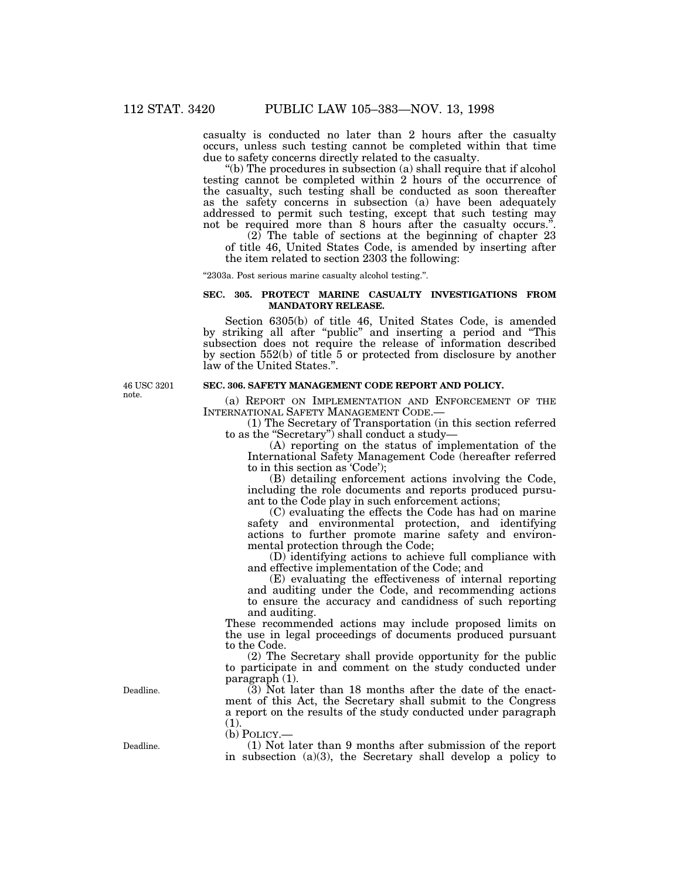casualty is conducted no later than 2 hours after the casualty occurs, unless such testing cannot be completed within that time due to safety concerns directly related to the casualty.

"(b) The procedures in subsection (a) shall require that if alcohol testing cannot be completed within 2 hours of the occurrence of the casualty, such testing shall be conducted as soon thereafter as the safety concerns in subsection (a) have been adequately addressed to permit such testing, except that such testing may not be required more than 8 hours after the casualty occurs.".

(2) The table of sections at the beginning of chapter 23 of title 46, United States Code, is amended by inserting after the item related to section 2303 the following:

"2303a. Post serious marine casualty alcohol testing.".

**SEC. 305. PROTECT MARINE CASUALTY INVESTIGATIONS FROM MANDATORY RELEASE.**

Section 6305(b) of title 46, United States Code, is amended by striking all after "public" and inserting a period and "This subsection does not require the release of information described by section 552(b) of title 5 or protected from disclosure by another law of the United States.".

46 USC 3201 note.

**SEC. 306. SAFETY MANAGEMENT CODE REPORT AND POLICY.**

(a) REPORT ON IMPLEMENTATION AND ENFORCEMENT OF THE INTERNATIONAL SAFETY MANAGEMENT CODE.—

(1) The Secretary of Transportation (in this section referred to as the "Secretary") shall conduct a study—

(A) reporting on the status of implementation of the International Safety Management Code (hereafter referred to in this section as 'Code');

(B) detailing enforcement actions involving the Code, including the role documents and reports produced pursuant to the Code play in such enforcement actions;

(C) evaluating the effects the Code has had on marine safety and environmental protection, and identifying actions to further promote marine safety and environmental protection through the Code;

(D) identifying actions to achieve full compliance with and effective implementation of the Code; and

(E) evaluating the effectiveness of internal reporting and auditing under the Code, and recommending actions to ensure the accuracy and candidness of such reporting and auditing.

These recommended actions may include proposed limits on the use in legal proceedings of documents produced pursuant to the Code.

(2) The Secretary shall provide opportunity for the public to participate in and comment on the study conducted under paragraph (1).

Deadline.

(3) Not later than 18 months after the date of the enactment of this Act, the Secretary shall submit to the Congress a report on the results of the study conducted under paragraph (1).

(b) POLICY.—

Deadline.

(1) Not later than 9 months after submission of the report in subsection (a)(3), the Secretary shall develop a policy to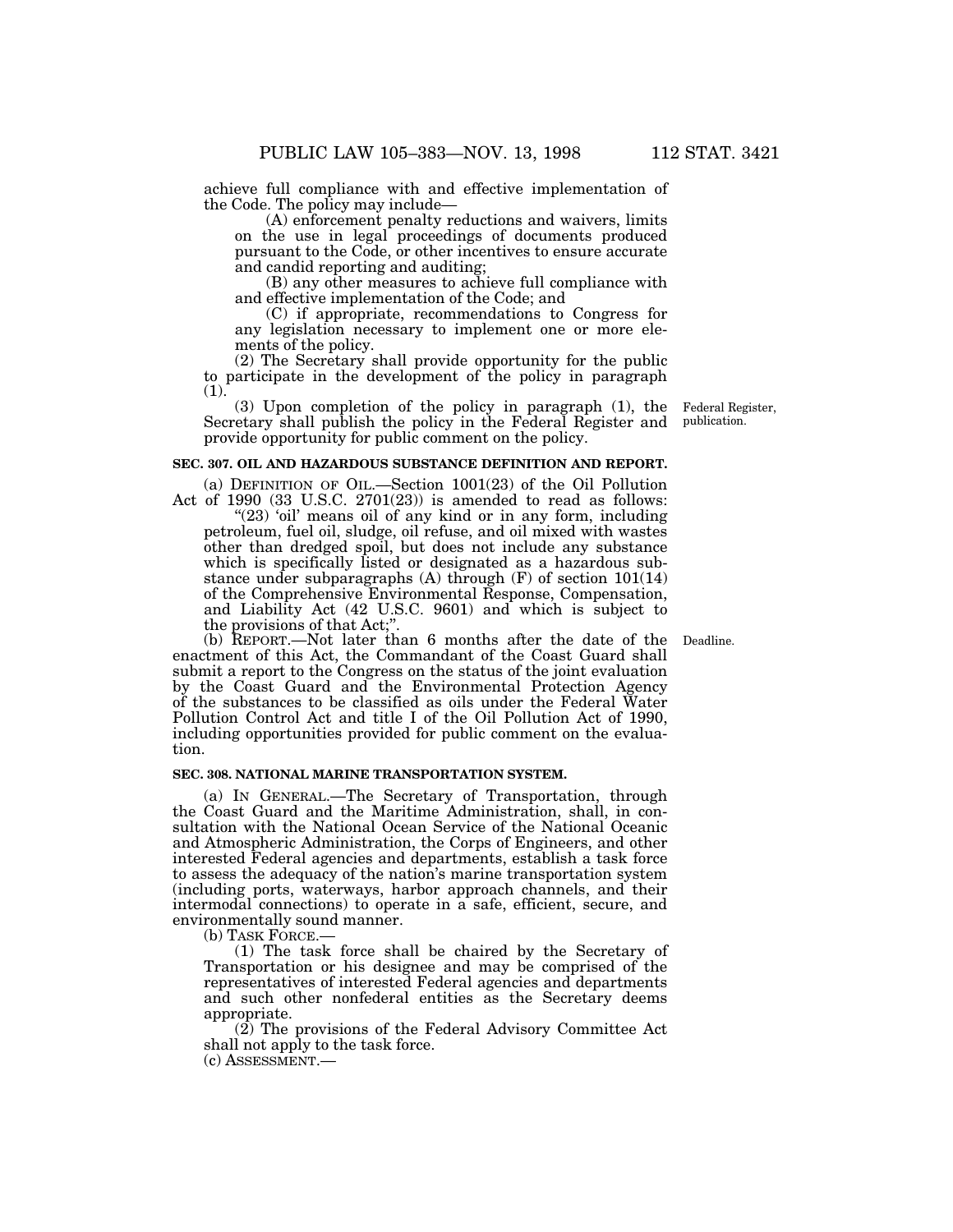achieve full compliance with and effective implementation of the Code. The policy may include—

(A) enforcement penalty reductions and waivers, limits on the use in legal proceedings of documents produced pursuant to the Code, or other incentives to ensure accurate and candid reporting and auditing;

(B) any other measures to achieve full compliance with and effective implementation of the Code; and

(C) if appropriate, recommendations to Congress for any legislation necessary to implement one or more elements of the policy.

(2) The Secretary shall provide opportunity for the public to participate in the development of the policy in paragraph (1).

(3) Upon completion of the policy in paragraph (1), the Secretary shall publish the policy in the Federal Register and provide opportunity for public comment on the policy.

Federal Register, publication.

**SEC. 307. OIL AND HAZARDOUS SUBSTANCE DEFINITION AND REPORT.**

(a) DEFINITION OF OIL.—Section 1001(23) of the Oil Pollution Act of 1990 (33 U.S.C. 2701(23)) is amended to read as follows:

"(23) 'oil' means oil of any kind or in any form, including petroleum, fuel oil, sludge, oil refuse, and oil mixed with wastes other than dredged spoil, but does not include any substance which is specifically listed or designated as a hazardous substance under subparagraphs (A) through (F) of section 101(14) of the Comprehensive Environmental Response, Compensation, and Liability Act (42 U.S.C. 9601) and which is subject to the provisions of that Act;".

(b) REPORT.—Not later than 6 months after the date of the enactment of this Act, the Commandant of the Coast Guard shall submit a report to the Congress on the status of the joint evaluation by the Coast Guard and the Environmental Protection Agency of the substances to be classified as oils under the Federal Water Pollution Control Act and title I of the Oil Pollution Act of 1990, including opportunities provided for public comment on the evaluation.

Deadline.

**SEC. 308. NATIONAL MARINE TRANSPORTATION SYSTEM.**

(a) IN GENERAL.—The Secretary of Transportation, through the Coast Guard and the Maritime Administration, shall, in consultation with the National Ocean Service of the National Oceanic and Atmospheric Administration, the Corps of Engineers, and other interested Federal agencies and departments, establish a task force to assess the adequacy of the nation's marine transportation system (including ports, waterways, harbor approach channels, and their intermodal connections) to operate in a safe, efficient, secure, and environmentally sound manner.

(b) TASK FORCE.—

(1) The task force shall be chaired by the Secretary of Transportation or his designee and may be comprised of the representatives of interested Federal agencies and departments and such other nonfederal entities as the Secretary deems appropriate.

(2) The provisions of the Federal Advisory Committee Act shall not apply to the task force.

(c) ASSESSMENT.—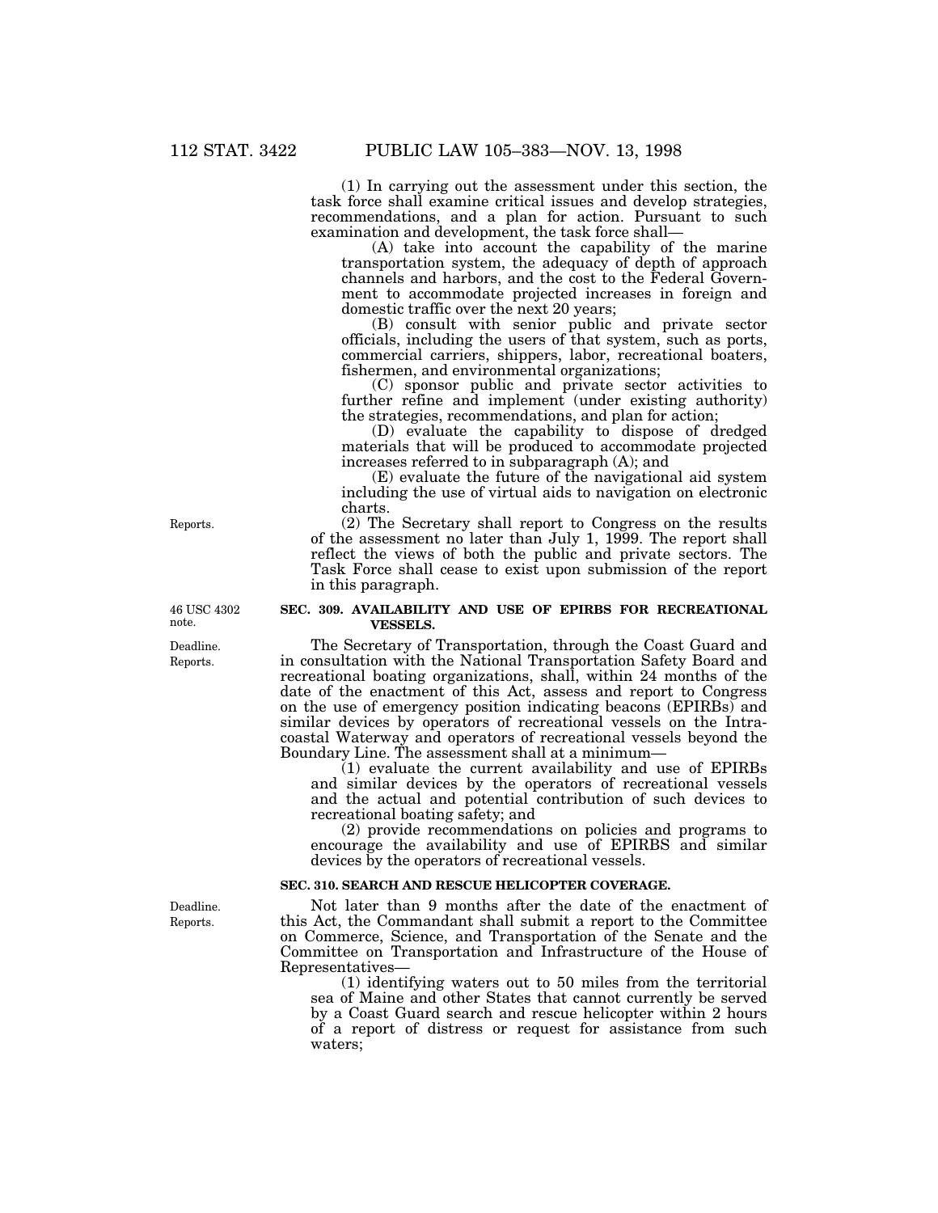(1) In carrying out the assessment under this section, the task force shall examine critical issues and develop strategies, recommendations, and a plan for action. Pursuant to such examination and development, the task force shall—

(A) take into account the capability of the marine transportation system, the adequacy of depth of approach channels and harbors, and the cost to the Federal Government to accommodate projected increases in foreign and domestic traffic over the next 20 years;

(B) consult with senior public and private sector officials, including the users of that system, such as ports, commercial carriers, shippers, labor, recreational boaters, fishermen, and environmental organizations;

(C) sponsor public and private sector activities to further refine and implement (under existing authority) the strategies, recommendations, and plan for action;

(D) evaluate the capability to dispose of dredged materials that will be produced to accommodate projected increases referred to in subparagraph (A); and

(E) evaluate the future of the navigational aid system including the use of virtual aids to navigation on electronic charts.

Reports.

(2) The Secretary shall report to Congress on the results of the assessment no later than July 1, 1999. The report shall reflect the views of both the public and private sectors. The Task Force shall cease to exist upon submission of the report in this paragraph.

46 USC 4302 note.

Deadline.
Reports.

**SEC. 309. AVAILABILITY AND USE OF EPIRBS FOR RECREATIONAL VESSELS.**

The Secretary of Transportation, through the Coast Guard and in consultation with the National Transportation Safety Board and recreational boating organizations, shall, within 24 months of the date of the enactment of this Act, assess and report to Congress on the use of emergency position indicating beacons (EPIRBs) and similar devices by operators of recreational vessels on the Intracoastal Waterway and operators of recreational vessels beyond the Boundary Line. The assessment shall at a minimum—

(1) evaluate the current availability and use of EPIRBs and similar devices by the operators of recreational vessels and the actual and potential contribution of such devices to recreational boating safety; and

(2) provide recommendations on policies and programs to encourage the availability and use of EPIRBS and similar devices by the operators of recreational vessels.

**SEC. 310. SEARCH AND RESCUE HELICOPTER COVERAGE.**

Deadline.
Reports.

Not later than 9 months after the date of the enactment of this Act, the Commandant shall submit a report to the Committee on Commerce, Science, and Transportation of the Senate and the Committee on Transportation and Infrastructure of the House of Representatives—

(1) identifying waters out to 50 miles from the territorial sea of Maine and other States that cannot currently be served by a Coast Guard search and rescue helicopter within 2 hours of a report of distress or request for assistance from such waters;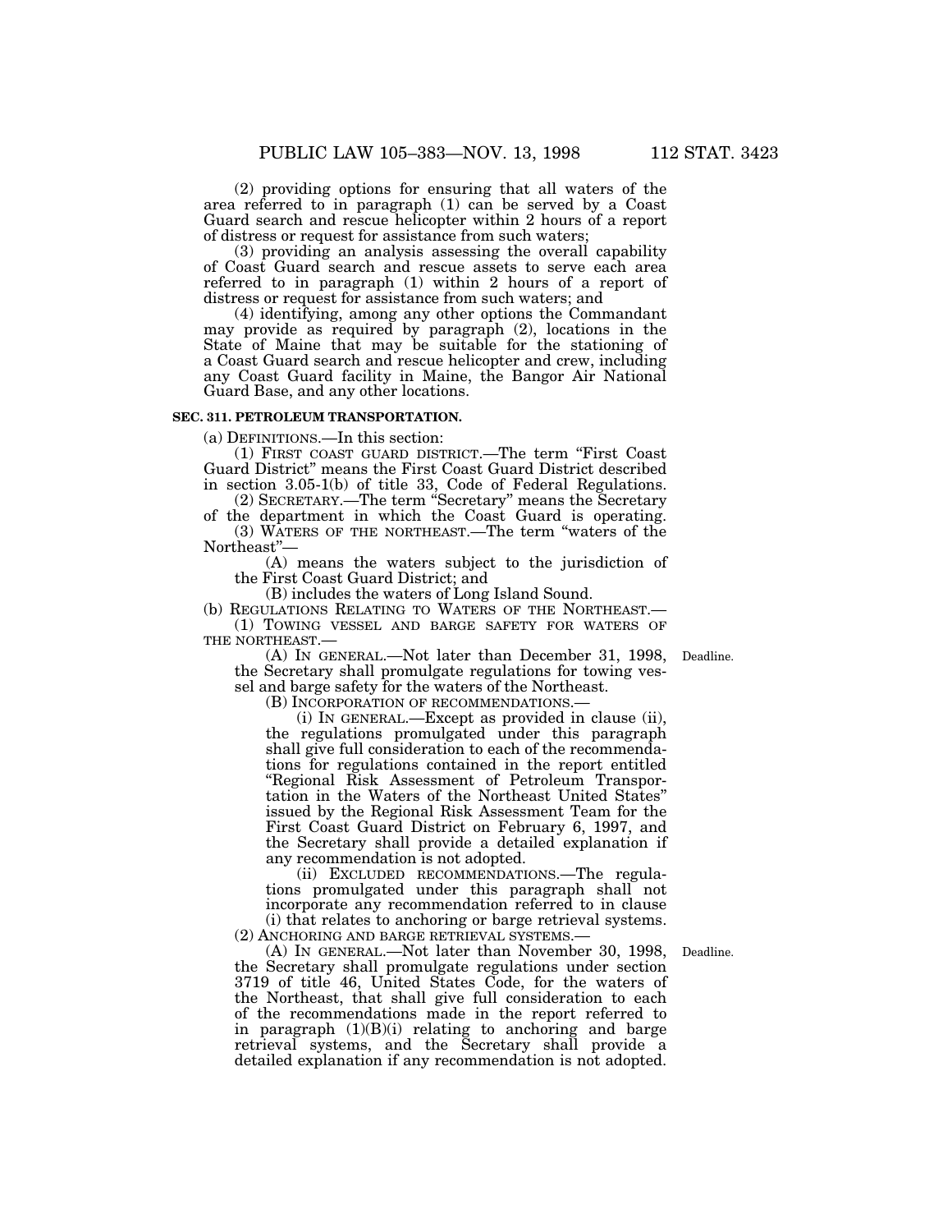(2) providing options for ensuring that all waters of the area referred to in paragraph (1) can be served by a Coast Guard search and rescue helicopter within 2 hours of a report of distress or request for assistance from such waters;

(3) providing an analysis assessing the overall capability of Coast Guard search and rescue assets to serve each area referred to in paragraph (1) within 2 hours of a report of distress or request for assistance from such waters; and

(4) identifying, among any other options the Commandant may provide as required by paragraph (2), locations in the State of Maine that may be suitable for the stationing of a Coast Guard search and rescue helicopter and crew, including any Coast Guard facility in Maine, the Bangor Air National Guard Base, and any other locations.

**SEC. 311. PETROLEUM TRANSPORTATION.**

(a) DEFINITIONS.—In this section:

(1) FIRST COAST GUARD DISTRICT.—The term "First Coast Guard District" means the First Coast Guard District described in section 3.05-1(b) of title 33, Code of Federal Regulations.

(2) SECRETARY.—The term "Secretary" means the Secretary of the department in which the Coast Guard is operating.

(3) WATERS OF THE NORTHEAST.—The term "waters of the Northeast"—

(A) means the waters subject to the jurisdiction of the First Coast Guard District; and

(B) includes the waters of Long Island Sound.

(b) REGULATIONS RELATING TO WATERS OF THE NORTHEAST.—

(1) TOWING VESSEL AND BARGE SAFETY FOR WATERS OF THE NORTHEAST.—

(A) IN GENERAL.—Not later than December 31, 1998, the Secretary shall promulgate regulations for towing vessel and barge safety for the waters of the Northeast.

Deadline.

(B) INCORPORATION OF RECOMMENDATIONS.—

(i) IN GENERAL.—Except as provided in clause (ii), the regulations promulgated under this paragraph shall give full consideration to each of the recommendations for regulations contained in the report entitled "Regional Risk Assessment of Petroleum Transportation in the Waters of the Northeast United States" issued by the Regional Risk Assessment Team for the First Coast Guard District on February 6, 1997, and the Secretary shall provide a detailed explanation if any recommendation is not adopted.

(ii) EXCLUDED RECOMMENDATIONS.—The regulations promulgated under this paragraph shall not incorporate any recommendation referred to in clause (i) that relates to anchoring or barge retrieval systems.

(2) ANCHORING AND BARGE RETRIEVAL SYSTEMS.—

(A) IN GENERAL.—Not later than November 30, 1998, the Secretary shall promulgate regulations under section 3719 of title 46, United States Code, for the waters of the Northeast, that shall give full consideration to each of the recommendations made in the report referred to in paragraph (1)(B)(i) relating to anchoring and barge retrieval systems, and the Secretary shall provide a detailed explanation if any recommendation is not adopted.

Deadline.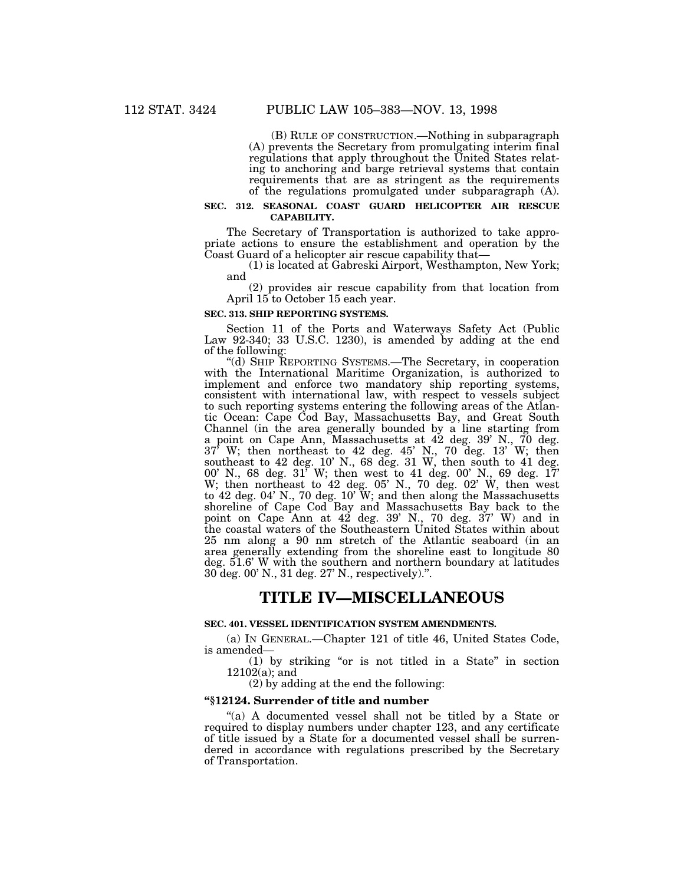(B) RULE OF CONSTRUCTION.—Nothing in subparagraph (A) prevents the Secretary from promulgating interim final regulations that apply throughout the United States relating to anchoring and barge retrieval systems that contain requirements that are as stringent as the requirements of the regulations promulgated under subparagraph (A).

**SEC. 312. SEASONAL COAST GUARD HELICOPTER AIR RESCUE CAPABILITY.**

The Secretary of Transportation is authorized to take appropriate actions to ensure the establishment and operation by the Coast Guard of a helicopter air rescue capability that—

(1) is located at Gabreski Airport, Westhampton, New York; and

(2) provides air rescue capability from that location from April 15 to October 15 each year.

**SEC. 313. SHIP REPORTING SYSTEMS.**

Section 11 of the Ports and Waterways Safety Act (Public Law 92-340; 33 U.S.C. 1230), is amended by adding at the end of the following:

"(d) SHIP REPORTING SYSTEMS.—The Secretary, in cooperation with the International Maritime Organization, is authorized to implement and enforce two mandatory ship reporting systems, consistent with international law, with respect to vessels subject to such reporting systems entering the following areas of the Atlantic Ocean: Cape Cod Bay, Massachusetts Bay, and Great South Channel (in the area generally bounded by a line starting from a point on Cape Ann, Massachusetts at 42 deg. 39' N., 70 deg. 37' W; then northeast to 42 deg. 45' N., 70 deg. 13' W; then southeast to 42 deg. 10' N., 68 deg. 31 W, then south to 41 deg. 00' N., 68 deg. 31' W; then west to 41 deg. 00' N., 69 deg. 17' W; then northeast to 42 deg. 05' N., 70 deg. 02' W, then west to 42 deg. 04' N., 70 deg. 10' W; and then along the Massachusetts shoreline of Cape Cod Bay and Massachusetts Bay back to the point on Cape Ann at 42 deg. 39' N., 70 deg. 37' W) and in the coastal waters of the Southeastern United States within about 25 nm along a 90 nm stretch of the Atlantic seaboard (in an area generally extending from the shoreline east to longitude 80 deg. 51.6' W with the southern and northern boundary at latitudes 30 deg. 00' N., 31 deg. 27' N., respectively).".

# TITLE IV—MISCELLANEOUS

**SEC. 401. VESSEL IDENTIFICATION SYSTEM AMENDMENTS.**

(a) IN GENERAL.—Chapter 121 of title 46, United States Code, is amended—

(1) by striking "or is not titled in a State" in section 12102(a); and

(2) by adding at the end the following:

**"§12124. Surrender of title and number**

"(a) A documented vessel shall not be titled by a State or required to display numbers under chapter 123, and any certificate of title issued by a State for a documented vessel shall be surrendered in accordance with regulations prescribed by the Secretary of Transportation.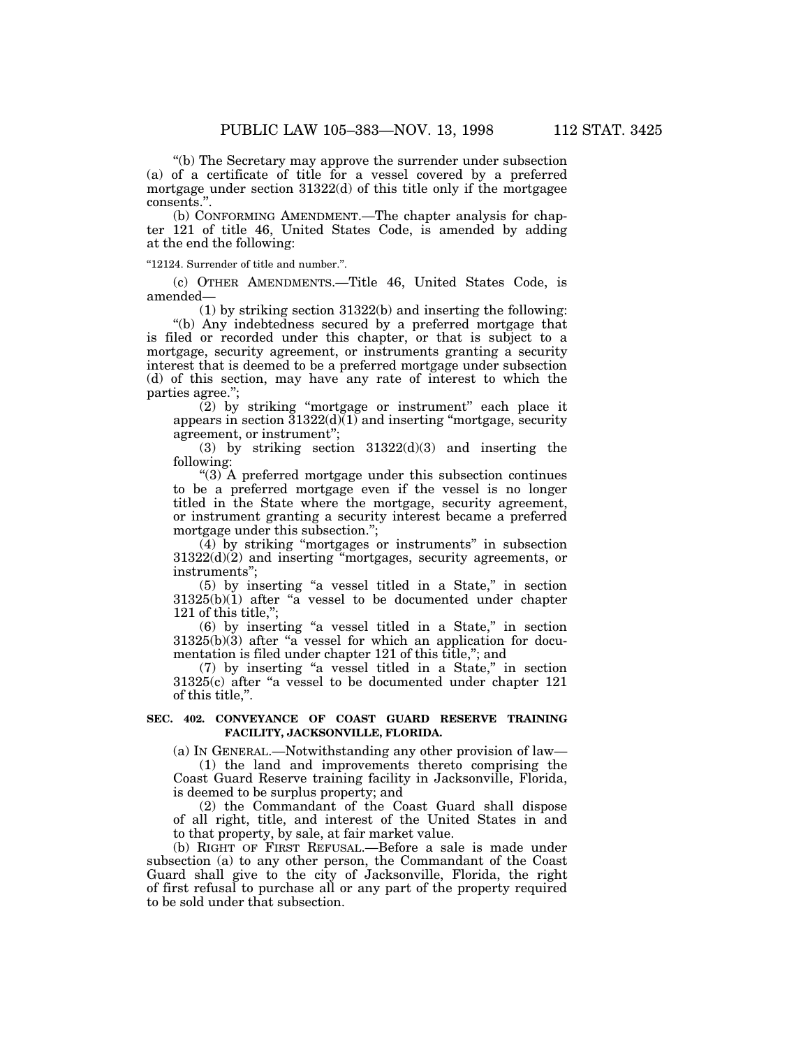"(b) The Secretary may approve the surrender under subsection (a) of a certificate of title for a vessel covered by a preferred mortgage under section 31322(d) of this title only if the mortgagee consents.".

(b) CONFORMING AMENDMENT.—The chapter analysis for chapter 121 of title 46, United States Code, is amended by adding at the end the following:

"12124. Surrender of title and number.".

(c) OTHER AMENDMENTS.—Title 46, United States Code, is amended—

(1) by striking section 31322(b) and inserting the following:

"(b) Any indebtedness secured by a preferred mortgage that is filed or recorded under this chapter, or that is subject to a mortgage, security agreement, or instruments granting a security interest that is deemed to be a preferred mortgage under subsection (d) of this section, may have any rate of interest to which the parties agree.";

(2) by striking "mortgage or instrument" each place it appears in section 31322(d)(1) and inserting "mortgage, security agreement, or instrument";

(3) by striking section 31322(d)(3) and inserting the following:

"(3) A preferred mortgage under this subsection continues to be a preferred mortgage even if the vessel is no longer titled in the State where the mortgage, security agreement, or instrument granting a security interest became a preferred mortgage under this subsection.";

(4) by striking "mortgages or instruments" in subsection 31322(d)(2) and inserting "mortgages, security agreements, or instruments";

(5) by inserting "a vessel titled in a State," in section 31325(b)(1) after "a vessel to be documented under chapter 121 of this title,";

(6) by inserting "a vessel titled in a State," in section 31325(b)(3) after "a vessel for which an application for documentation is filed under chapter 121 of this title,"; and

(7) by inserting "a vessel titled in a State," in section 31325(c) after "a vessel to be documented under chapter 121 of this title,".

**SEC. 402. CONVEYANCE OF COAST GUARD RESERVE TRAINING FACILITY, JACKSONVILLE, FLORIDA.**

(a) IN GENERAL.—Notwithstanding any other provision of law—

(1) the land and improvements thereto comprising the Coast Guard Reserve training facility in Jacksonville, Florida, is deemed to be surplus property; and

(2) the Commandant of the Coast Guard shall dispose of all right, title, and interest of the United States in and to that property, by sale, at fair market value.

(b) RIGHT OF FIRST REFUSAL.—Before a sale is made under subsection (a) to any other person, the Commandant of the Coast Guard shall give to the city of Jacksonville, Florida, the right of first refusal to purchase all or any part of the property required to be sold under that subsection.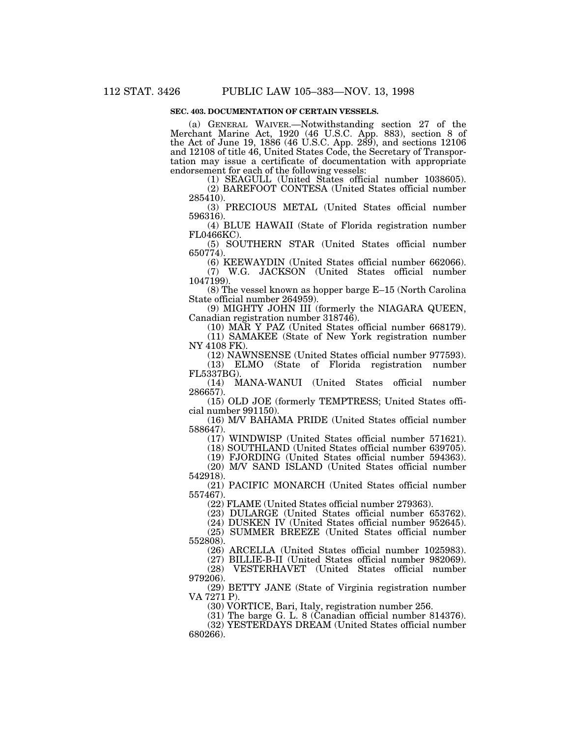**SEC. 403. DOCUMENTATION OF CERTAIN VESSELS.**

(a) GENERAL WAIVER.—Notwithstanding section 27 of the Merchant Marine Act, 1920 (46 U.S.C. App. 883), section 8 of the Act of June 19, 1886 (46 U.S.C. App. 289), and sections 12106 and 12108 of title 46, United States Code, the Secretary of Transportation may issue a certificate of documentation with appropriate endorsement for each of the following vessels:

(1) SEAGULL (United States official number 1038605).

(2) BAREFOOT CONTESA (United States official number 285410).

(3) PRECIOUS METAL (United States official number 596316).

(4) BLUE HAWAII (State of Florida registration number FL0466KC).

(5) SOUTHERN STAR (United States official number 650774).

(6) KEEWAYDIN (United States official number 662066).

(7) W.G. JACKSON (United States official number 1047199).

(8) The vessel known as hopper barge E–15 (North Carolina State official number 264959).

(9) MIGHTY JOHN III (formerly the NIAGARA QUEEN, Canadian registration number 318746).

(10) MAR Y PAZ (United States official number 668179).

(11) SAMAKEE (State of New York registration number NY 4108 FK).

(12) NAWNSENSE (United States official number 977593).

(13) ELMO (State of Florida registration number FL5337BG).

(14) MANA-WANUI (United States official number 286657).

(15) OLD JOE (formerly TEMPTRESS; United States official number 991150).

(16) M/V BAHAMA PRIDE (United States official number 588647).

(17) WINDWISP (United States official number 571621).

(18) SOUTHLAND (United States official number 639705).

(19) FJORDING (United States official number 594363).

(20) M/V SAND ISLAND (United States official number 542918).

(21) PACIFIC MONARCH (United States official number 557467).

(22) FLAME (United States official number 279363).

(23) DULARGE (United States official number 653762).

(24) DUSKEN IV (United States official number 952645).

(25) SUMMER BREEZE (United States official number 552808).

(26) ARCELLA (United States official number 1025983).

(27) BILLIE-B-II (United States official number 982069).

(28) VESTERHAVET (United States official number 979206).

(29) BETTY JANE (State of Virginia registration number VA 7271 P).

(30) VORTICE, Bari, Italy, registration number 256.

(31) The barge G. L. 8 (Canadian official number 814376).

(32) YESTERDAYS DREAM (United States official number 680266).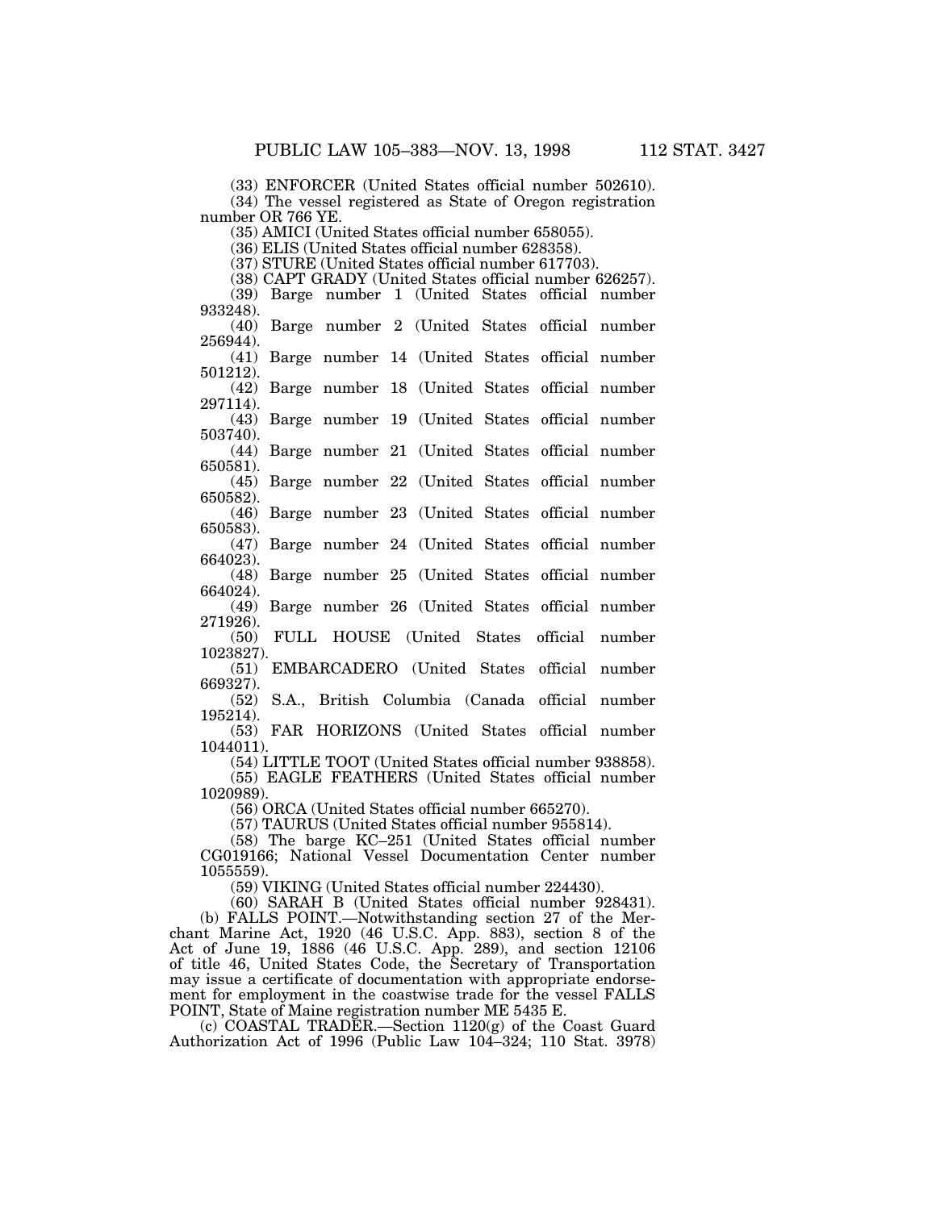(33) ENFORCER (United States official number 502610).

(34) The vessel registered as State of Oregon registration number OR 766 YE.

(35) AMICI (United States official number 658055).

(36) ELIS (United States official number 628358).

(37) STURE (United States official number 617703).

(38) CAPT GRADY (United States official number 626257).

(39) Barge number 1 (United States official number 933248).

(40) Barge number 2 (United States official number 256944).

(41) Barge number 14 (United States official number 501212).

(42) Barge number 18 (United States official number 297114).

(43) Barge number 19 (United States official number 503740).

(44) Barge number 21 (United States official number 650581).

(45) Barge number 22 (United States official number 650582).

(46) Barge number 23 (United States official number 650583).

(47) Barge number 24 (United States official number 664023).

(48) Barge number 25 (United States official number 664024).

(49) Barge number 26 (United States official number 271926).

(50) FULL HOUSE (United States official number 1023827).

(51) EMBARCADERO (United States official number 669327).

(52) S.A., British Columbia (Canada official number 195214).

(53) FAR HORIZONS (United States official number 1044011).

(54) LITTLE TOOT (United States official number 938858).

(55) EAGLE FEATHERS (United States official number 1020989).

(56) ORCA (United States official number 665270).

(57) TAURUS (United States official number 955814).

(58) The barge KC–251 (United States official number CG019166; National Vessel Documentation Center number 1055559).

(59) VIKING (United States official number 224430).

(60) SARAH B (United States official number 928431).

(b) FALLS POINT.—Notwithstanding section 27 of the Merchant Marine Act, 1920 (46 U.S.C. App. 883), section 8 of the Act of June 19, 1886 (46 U.S.C. App. 289), and section 12106 of title 46, United States Code, the Secretary of Transportation may issue a certificate of documentation with appropriate endorsement for employment in the coastwise trade for the vessel FALLS POINT, State of Maine registration number ME 5435 E.

(c) COASTAL TRADER.—Section 1120(g) of the Coast Guard Authorization Act of 1996 (Public Law 104–324; 110 Stat. 3978)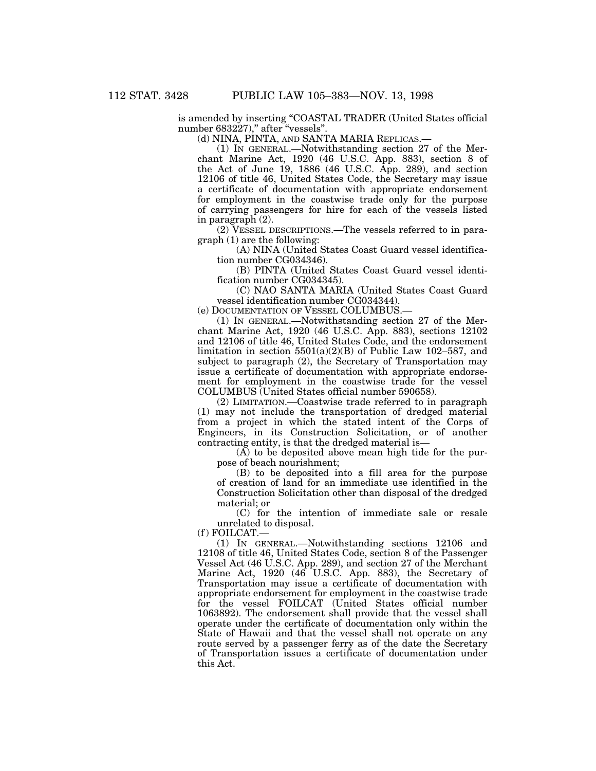is amended by inserting "COASTAL TRADER (United States official number 683227)," after "vessels".

(d) NINA, PINTA, AND SANTA MARIA REPLICAS.—

(1) IN GENERAL.—Notwithstanding section 27 of the Merchant Marine Act, 1920 (46 U.S.C. App. 883), section 8 of the Act of June 19, 1886 (46 U.S.C. App. 289), and section 12106 of title 46, United States Code, the Secretary may issue a certificate of documentation with appropriate endorsement for employment in the coastwise trade only for the purpose of carrying passengers for hire for each of the vessels listed in paragraph (2).

(2) VESSEL DESCRIPTIONS.—The vessels referred to in paragraph (1) are the following:

(A) NINA (United States Coast Guard vessel identification number CG034346).

(B) PINTA (United States Coast Guard vessel identification number CG034345).

(C) NAO SANTA MARIA (United States Coast Guard vessel identification number CG034344).

(e) DOCUMENTATION OF VESSEL COLUMBUS.—

(1) IN GENERAL.—Notwithstanding section 27 of the Merchant Marine Act, 1920 (46 U.S.C. App. 883), sections 12102 and 12106 of title 46, United States Code, and the endorsement limitation in section 5501(a)(2)(B) of Public Law 102–587, and subject to paragraph (2), the Secretary of Transportation may issue a certificate of documentation with appropriate endorsement for employment in the coastwise trade for the vessel COLUMBUS (United States official number 590658).

(2) LIMITATION.—Coastwise trade referred to in paragraph (1) may not include the transportation of dredged material from a project in which the stated intent of the Corps of Engineers, in its Construction Solicitation, or of another contracting entity, is that the dredged material is—

(A) to be deposited above mean high tide for the purpose of beach nourishment;

(B) to be deposited into a fill area for the purpose of creation of land for an immediate use identified in the Construction Solicitation other than disposal of the dredged material; or

(C) for the intention of immediate sale or resale unrelated to disposal.

(f) FOILCAT.—

(1) IN GENERAL.—Notwithstanding sections 12106 and 12108 of title 46, United States Code, section 8 of the Passenger Vessel Act (46 U.S.C. App. 289), and section 27 of the Merchant Marine Act, 1920 (46 U.S.C. App. 883), the Secretary of Transportation may issue a certificate of documentation with appropriate endorsement for employment in the coastwise trade for the vessel FOILCAT (United States official number 1063892). The endorsement shall provide that the vessel shall operate under the certificate of documentation only within the State of Hawaii and that the vessel shall not operate on any route served by a passenger ferry as of the date the Secretary of Transportation issues a certificate of documentation under this Act.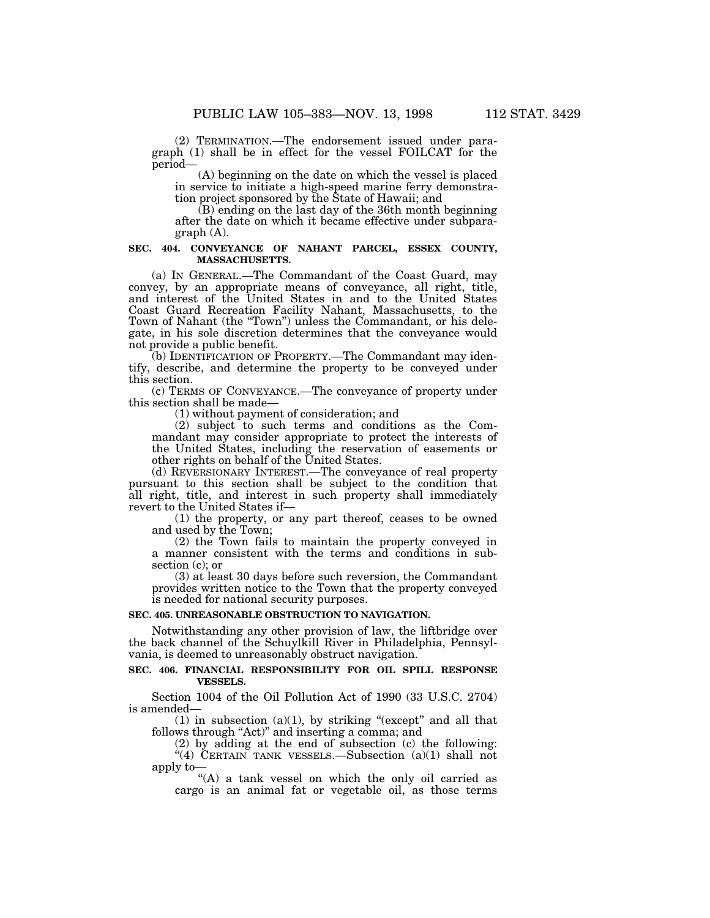(2) TERMINATION.—The endorsement issued under paragraph (1) shall be in effect for the vessel FOILCAT for the period—

(A) beginning on the date on which the vessel is placed in service to initiate a high-speed marine ferry demonstration project sponsored by the State of Hawaii; and

(B) ending on the last day of the 36th month beginning after the date on which it became effective under subparagraph (A).

**SEC. 404. CONVEYANCE OF NAHANT PARCEL, ESSEX COUNTY, MASSACHUSETTS.**

(a) IN GENERAL.—The Commandant of the Coast Guard, may convey, by an appropriate means of conveyance, all right, title, and interest of the United States in and to the United States Coast Guard Recreation Facility Nahant, Massachusetts, to the Town of Nahant (the "Town") unless the Commandant, or his delegate, in his sole discretion determines that the conveyance would not provide a public benefit.

(b) IDENTIFICATION OF PROPERTY.—The Commandant may identify, describe, and determine the property to be conveyed under this section.

(c) TERMS OF CONVEYANCE.—The conveyance of property under this section shall be made—

(1) without payment of consideration; and

(2) subject to such terms and conditions as the Commandant may consider appropriate to protect the interests of the United States, including the reservation of easements or other rights on behalf of the United States.

(d) REVERSIONARY INTEREST.—The conveyance of real property pursuant to this section shall be subject to the condition that all right, title, and interest in such property shall immediately revert to the United States if—

(1) the property, or any part thereof, ceases to be owned and used by the Town;

(2) the Town fails to maintain the property conveyed in a manner consistent with the terms and conditions in subsection (c); or

(3) at least 30 days before such reversion, the Commandant provides written notice to the Town that the property conveyed is needed for national security purposes.

**SEC. 405. UNREASONABLE OBSTRUCTION TO NAVIGATION.**

Notwithstanding any other provision of law, the liftbridge over the back channel of the Schuylkill River in Philadelphia, Pennsylvania, is deemed to unreasonably obstruct navigation.

**SEC. 406. FINANCIAL RESPONSIBILITY FOR OIL SPILL RESPONSE VESSELS.**

Section 1004 of the Oil Pollution Act of 1990 (33 U.S.C. 2704) is amended—

(1) in subsection (a)(1), by striking "(except" and all that follows through "Act)" and inserting a comma; and

(2) by adding at the end of subsection (c) the following:

"(4) CERTAIN TANK VESSELS.—Subsection (a)(1) shall not apply to—

"(A) a tank vessel on which the only oil carried as cargo is an animal fat or vegetable oil, as those terms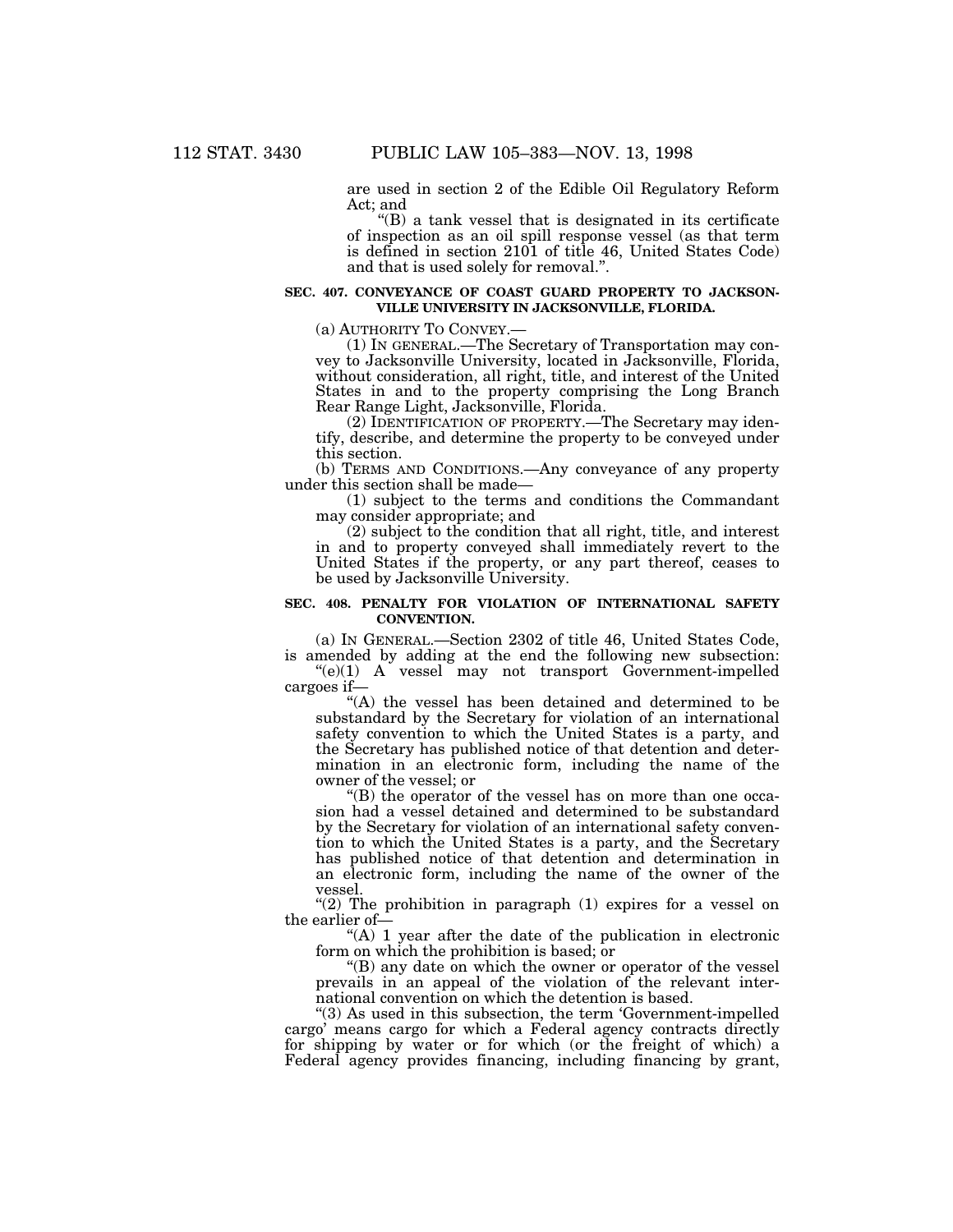are used in section 2 of the Edible Oil Regulatory Reform Act; and

"(B) a tank vessel that is designated in its certificate of inspection as an oil spill response vessel (as that term is defined in section 2101 of title 46, United States Code) and that is used solely for removal.".

**SEC. 407. CONVEYANCE OF COAST GUARD PROPERTY TO JACKSONVILLE UNIVERSITY IN JACKSONVILLE, FLORIDA.**

(a) AUTHORITY TO CONVEY.—

(1) IN GENERAL.—The Secretary of Transportation may convey to Jacksonville University, located in Jacksonville, Florida, without consideration, all right, title, and interest of the United States in and to the property comprising the Long Branch Rear Range Light, Jacksonville, Florida.

(2) IDENTIFICATION OF PROPERTY.—The Secretary may identify, describe, and determine the property to be conveyed under this section.

(b) TERMS AND CONDITIONS.—Any conveyance of any property under this section shall be made—

(1) subject to the terms and conditions the Commandant may consider appropriate; and

(2) subject to the condition that all right, title, and interest in and to property conveyed shall immediately revert to the United States if the property, or any part thereof, ceases to be used by Jacksonville University.

**SEC. 408. PENALTY FOR VIOLATION OF INTERNATIONAL SAFETY CONVENTION.**

(a) IN GENERAL.—Section 2302 of title 46, United States Code, is amended by adding at the end the following new subsection:

"(e)(1) A vessel may not transport Government-impelled cargoes if—

"(A) the vessel has been detained and determined to be substandard by the Secretary for violation of an international safety convention to which the United States is a party, and the Secretary has published notice of that detention and determination in an electronic form, including the name of the owner of the vessel; or

"(B) the operator of the vessel has on more than one occasion had a vessel detained and determined to be substandard by the Secretary for violation of an international safety convention to which the United States is a party, and the Secretary has published notice of that detention and determination in an electronic form, including the name of the owner of the vessel.

"(2) The prohibition in paragraph (1) expires for a vessel on the earlier of—

"(A) 1 year after the date of the publication in electronic form on which the prohibition is based; or

"(B) any date on which the owner or operator of the vessel prevails in an appeal of the violation of the relevant international convention on which the detention is based.

"(3) As used in this subsection, the term 'Government-impelled cargo' means cargo for which a Federal agency contracts directly for shipping by water or for which (or the freight of which) a Federal agency provides financing, including financing by grant,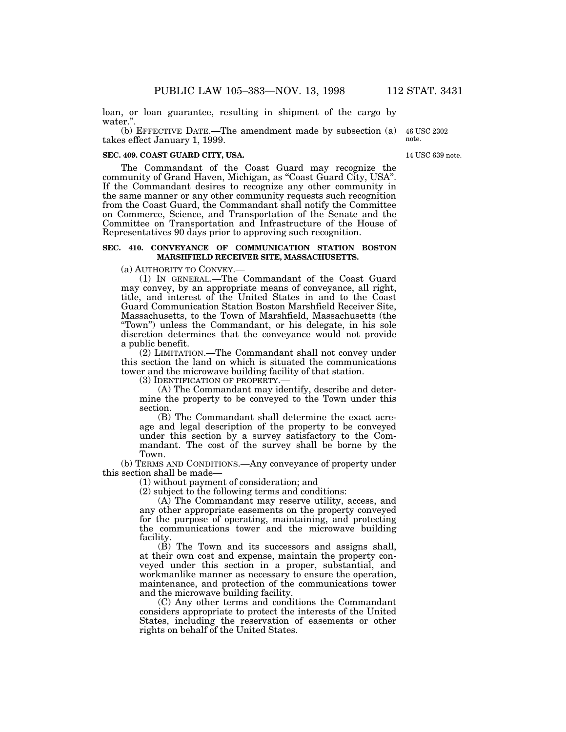loan, or loan guarantee, resulting in shipment of the cargo by water.".

(b) EFFECTIVE DATE.—The amendment made by subsection (a) takes effect January 1, 1999.

46 USC 2302 note.

14 USC 639 note.

**SEC. 409. COAST GUARD CITY, USA.**

The Commandant of the Coast Guard may recognize the community of Grand Haven, Michigan, as "Coast Guard City, USA". If the Commandant desires to recognize any other community in the same manner or any other community requests such recognition from the Coast Guard, the Commandant shall notify the Committee on Commerce, Science, and Transportation of the Senate and the Committee on Transportation and Infrastructure of the House of Representatives 90 days prior to approving such recognition.

**SEC. 410. CONVEYANCE OF COMMUNICATION STATION BOSTON MARSHFIELD RECEIVER SITE, MASSACHUSETTS.**

(a) AUTHORITY TO CONVEY.—

(1) IN GENERAL.—The Commandant of the Coast Guard may convey, by an appropriate means of conveyance, all right, title, and interest of the United States in and to the Coast Guard Communication Station Boston Marshfield Receiver Site, Massachusetts, to the Town of Marshfield, Massachusetts (the "Town") unless the Commandant, or his delegate, in his sole discretion determines that the conveyance would not provide a public benefit.

(2) LIMITATION.—The Commandant shall not convey under this section the land on which is situated the communications tower and the microwave building facility of that station.

(3) IDENTIFICATION OF PROPERTY.—

(A) The Commandant may identify, describe and determine the property to be conveyed to the Town under this section.

(B) The Commandant shall determine the exact acreage and legal description of the property to be conveyed under this section by a survey satisfactory to the Commandant. The cost of the survey shall be borne by the Town.

(b) TERMS AND CONDITIONS.—Any conveyance of property under this section shall be made—

(1) without payment of consideration; and

(2) subject to the following terms and conditions:

(A) The Commandant may reserve utility, access, and any other appropriate easements on the property conveyed for the purpose of operating, maintaining, and protecting the communications tower and the microwave building facility.

(B) The Town and its successors and assigns shall, at their own cost and expense, maintain the property conveyed under this section in a proper, substantial, and workmanlike manner as necessary to ensure the operation, maintenance, and protection of the communications tower and the microwave building facility.

(C) Any other terms and conditions the Commandant considers appropriate to protect the interests of the United States, including the reservation of easements or other rights on behalf of the United States.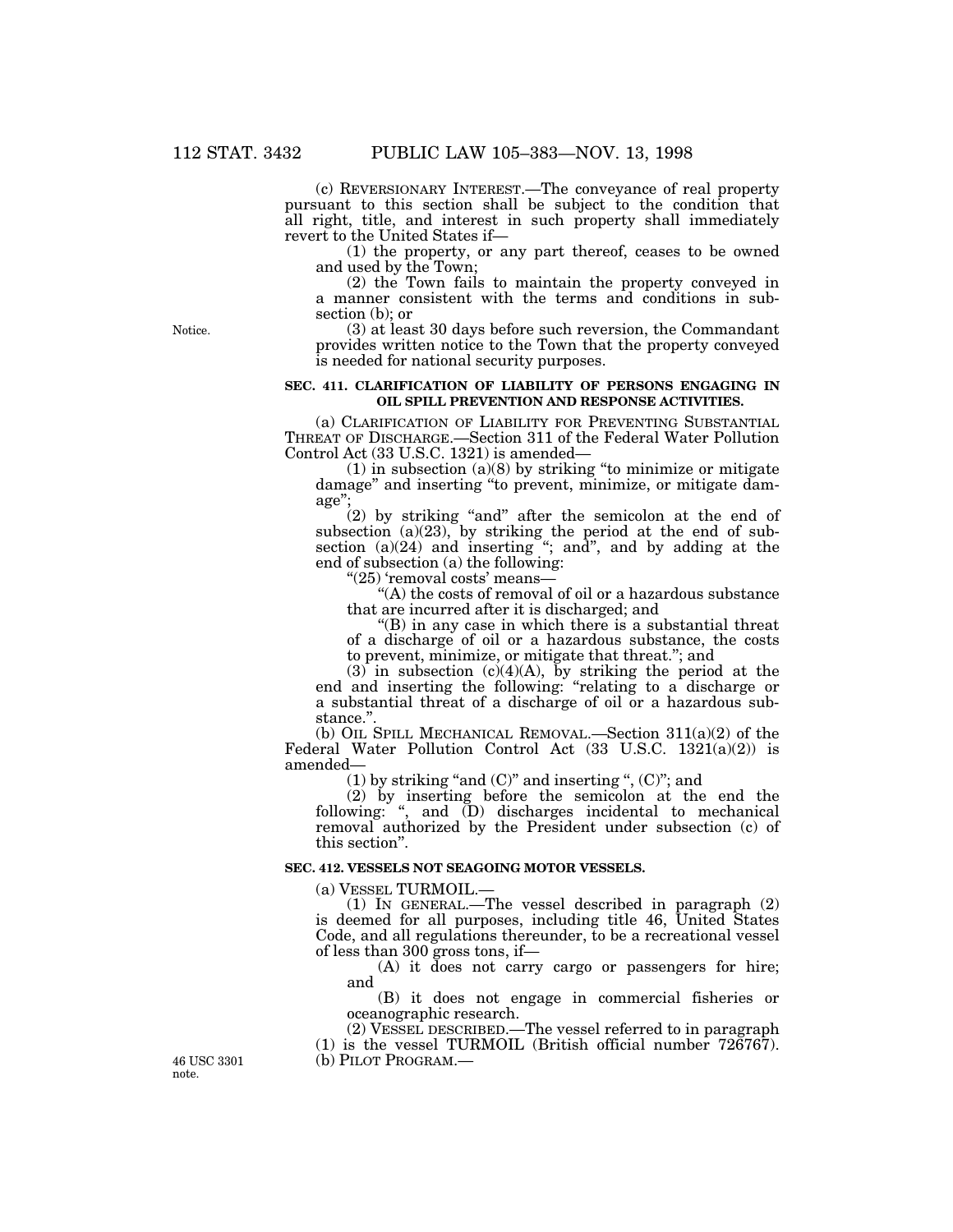(c) REVERSIONARY INTEREST.—The conveyance of real property pursuant to this section shall be subject to the condition that all right, title, and interest in such property shall immediately revert to the United States if—

(1) the property, or any part thereof, ceases to be owned and used by the Town;

(2) the Town fails to maintain the property conveyed in a manner consistent with the terms and conditions in subsection (b); or

Notice.

(3) at least 30 days before such reversion, the Commandant provides written notice to the Town that the property conveyed is needed for national security purposes.

### SEC. 411. CLARIFICATION OF LIABILITY OF PERSONS ENGAGING IN OIL SPILL PREVENTION AND RESPONSE ACTIVITIES.

(a) CLARIFICATION OF LIABILITY FOR PREVENTING SUBSTANTIAL THREAT OF DISCHARGE.—Section 311 of the Federal Water Pollution Control Act (33 U.S.C. 1321) is amended—

(1) in subsection (a)(8) by striking "to minimize or mitigate damage" and inserting "to prevent, minimize, or mitigate damage";

(2) by striking "and" after the semicolon at the end of subsection (a)(23), by striking the period at the end of subsection (a)(24) and inserting "; and", and by adding at the end of subsection (a) the following:

"(25) 'removal costs' means—

"(A) the costs of removal of oil or a hazardous substance that are incurred after it is discharged; and

"(B) in any case in which there is a substantial threat of a discharge of oil or a hazardous substance, the costs to prevent, minimize, or mitigate that threat."; and

(3) in subsection (c)(4)(A), by striking the period at the end and inserting the following: "relating to a discharge or a substantial threat of a discharge of oil or a hazardous substance.".

(b) OIL SPILL MECHANICAL REMOVAL.—Section 311(a)(2) of the Federal Water Pollution Control Act (33 U.S.C. 1321(a)(2)) is amended—

(1) by striking "and (C)" and inserting ", (C)"; and

(2) by inserting before the semicolon at the end the following: ", and (D) discharges incidental to mechanical removal authorized by the President under subsection (c) of this section".

### SEC. 412. VESSELS NOT SEAGOING MOTOR VESSELS.

(a) VESSEL TURMOIL.—

(1) IN GENERAL.—The vessel described in paragraph (2) is deemed for all purposes, including title 46, United States Code, and all regulations thereunder, to be a recreational vessel of less than 300 gross tons, if—

(A) it does not carry cargo or passengers for hire; and

(B) it does not engage in commercial fisheries or oceanographic research.

(2) VESSEL DESCRIBED.—The vessel referred to in paragraph (1) is the vessel TURMOIL (British official number 726767).

46 USC 3301 note.

(b) PILOT PROGRAM.—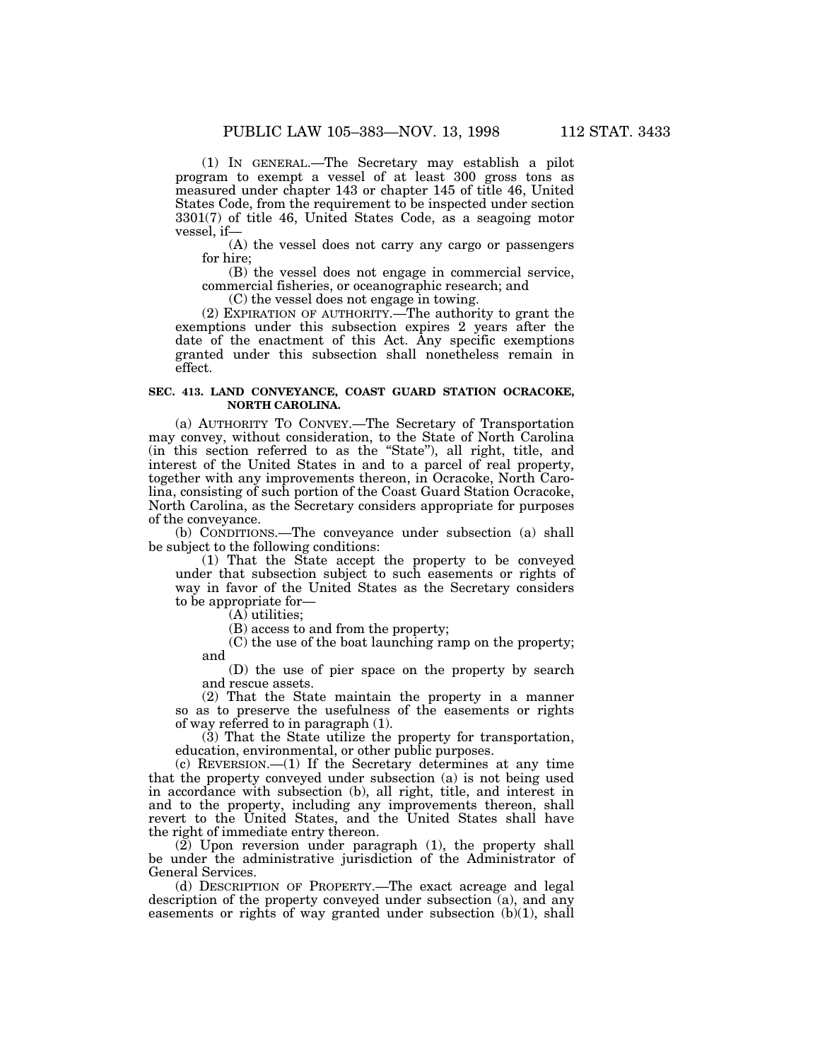(1) IN GENERAL.—The Secretary may establish a pilot program to exempt a vessel of at least 300 gross tons as measured under chapter 143 or chapter 145 of title 46, United States Code, from the requirement to be inspected under section 3301(7) of title 46, United States Code, as a seagoing motor vessel, if—

(A) the vessel does not carry any cargo or passengers for hire;

(B) the vessel does not engage in commercial service, commercial fisheries, or oceanographic research; and

(C) the vessel does not engage in towing.

(2) EXPIRATION OF AUTHORITY.—The authority to grant the exemptions under this subsection expires 2 years after the date of the enactment of this Act. Any specific exemptions granted under this subsection shall nonetheless remain in effect.

**SEC. 413. LAND CONVEYANCE, COAST GUARD STATION OCRACOKE, NORTH CAROLINA.**

(a) AUTHORITY TO CONVEY.—The Secretary of Transportation may convey, without consideration, to the State of North Carolina (in this section referred to as the "State"), all right, title, and interest of the United States in and to a parcel of real property, together with any improvements thereon, in Ocracoke, North Carolina, consisting of such portion of the Coast Guard Station Ocracoke, North Carolina, as the Secretary considers appropriate for purposes of the conveyance.

(b) CONDITIONS.—The conveyance under subsection (a) shall be subject to the following conditions:

(1) That the State accept the property to be conveyed under that subsection subject to such easements or rights of way in favor of the United States as the Secretary considers to be appropriate for—

(A) utilities;

(B) access to and from the property;

(C) the use of the boat launching ramp on the property; and

(D) the use of pier space on the property by search and rescue assets.

(2) That the State maintain the property in a manner so as to preserve the usefulness of the easements or rights of way referred to in paragraph (1).

(3) That the State utilize the property for transportation, education, environmental, or other public purposes.

(c) REVERSION.—(1) If the Secretary determines at any time that the property conveyed under subsection (a) is not being used in accordance with subsection (b), all right, title, and interest in and to the property, including any improvements thereon, shall revert to the United States, and the United States shall have the right of immediate entry thereon.

(2) Upon reversion under paragraph (1), the property shall be under the administrative jurisdiction of the Administrator of General Services.

(d) DESCRIPTION OF PROPERTY.—The exact acreage and legal description of the property conveyed under subsection (a), and any easements or rights of way granted under subsection (b)(1), shall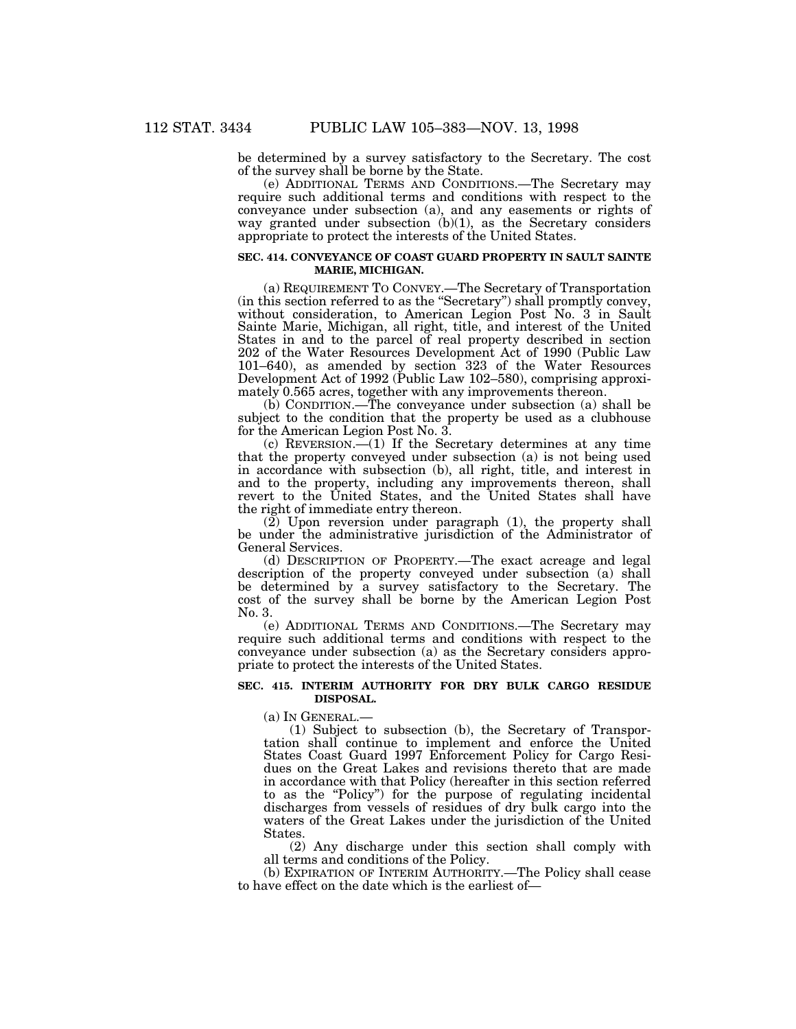be determined by a survey satisfactory to the Secretary. The cost of the survey shall be borne by the State.

(e) ADDITIONAL TERMS AND CONDITIONS.—The Secretary may require such additional terms and conditions with respect to the conveyance under subsection (a), and any easements or rights of way granted under subsection (b)(1), as the Secretary considers appropriate to protect the interests of the United States.

### SEC. 414. CONVEYANCE OF COAST GUARD PROPERTY IN SAULT SAINTE MARIE, MICHIGAN.

(a) REQUIREMENT TO CONVEY.—The Secretary of Transportation (in this section referred to as the "Secretary") shall promptly convey, without consideration, to American Legion Post No. 3 in Sault Sainte Marie, Michigan, all right, title, and interest of the United States in and to the parcel of real property described in section 202 of the Water Resources Development Act of 1990 (Public Law 101–640), as amended by section 323 of the Water Resources Development Act of 1992 (Public Law 102–580), comprising approximately 0.565 acres, together with any improvements thereon.

(b) CONDITION.—The conveyance under subsection (a) shall be subject to the condition that the property be used as a clubhouse for the American Legion Post No. 3.

(c) REVERSION.—(1) If the Secretary determines at any time that the property conveyed under subsection (a) is not being used in accordance with subsection (b), all right, title, and interest in and to the property, including any improvements thereon, shall revert to the United States, and the United States shall have the right of immediate entry thereon.

(2) Upon reversion under paragraph (1), the property shall be under the administrative jurisdiction of the Administrator of General Services.

(d) DESCRIPTION OF PROPERTY.—The exact acreage and legal description of the property conveyed under subsection (a) shall be determined by a survey satisfactory to the Secretary. The cost of the survey shall be borne by the American Legion Post No. 3.

(e) ADDITIONAL TERMS AND CONDITIONS.—The Secretary may require such additional terms and conditions with respect to the conveyance under subsection (a) as the Secretary considers appropriate to protect the interests of the United States.

### SEC. 415. INTERIM AUTHORITY FOR DRY BULK CARGO RESIDUE DISPOSAL.

(a) IN GENERAL.—

(1) Subject to subsection (b), the Secretary of Transportation shall continue to implement and enforce the United States Coast Guard 1997 Enforcement Policy for Cargo Residues on the Great Lakes and revisions thereto that are made in accordance with that Policy (hereafter in this section referred to as the "Policy") for the purpose of regulating incidental discharges from vessels of residues of dry bulk cargo into the waters of the Great Lakes under the jurisdiction of the United States.

(2) Any discharge under this section shall comply with all terms and conditions of the Policy.

(b) EXPIRATION OF INTERIM AUTHORITY.—The Policy shall cease to have effect on the date which is the earliest of—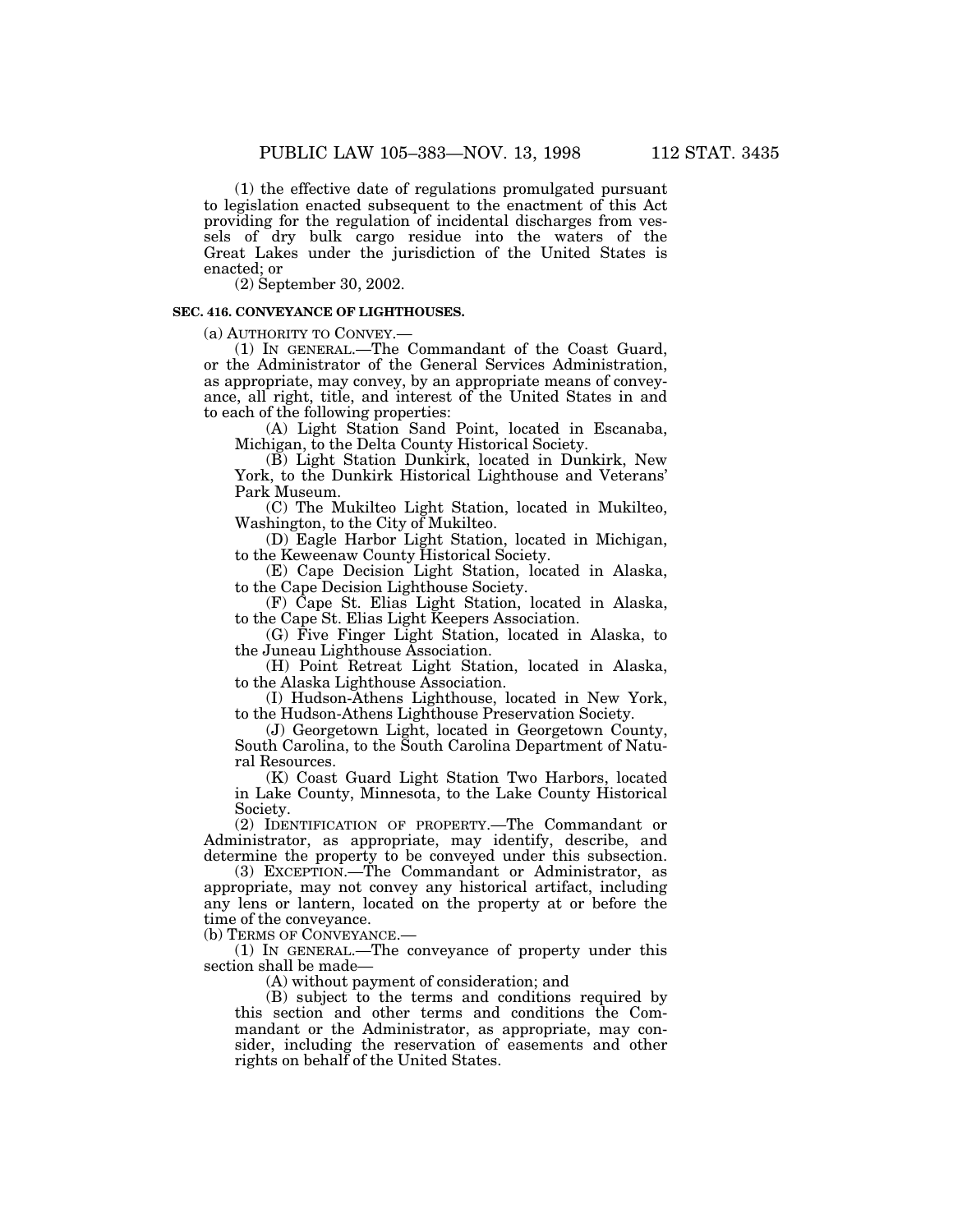(1) the effective date of regulations promulgated pursuant to legislation enacted subsequent to the enactment of this Act providing for the regulation of incidental discharges from vessels of dry bulk cargo residue into the waters of the Great Lakes under the jurisdiction of the United States is enacted; or

(2) September 30, 2002.

**SEC. 416. CONVEYANCE OF LIGHTHOUSES.**

(a) AUTHORITY TO CONVEY.—

(1) IN GENERAL.—The Commandant of the Coast Guard, or the Administrator of the General Services Administration, as appropriate, may convey, by an appropriate means of conveyance, all right, title, and interest of the United States in and to each of the following properties:

(A) Light Station Sand Point, located in Escanaba, Michigan, to the Delta County Historical Society.

(B) Light Station Dunkirk, located in Dunkirk, New York, to the Dunkirk Historical Lighthouse and Veterans' Park Museum.

(C) The Mukilteo Light Station, located in Mukilteo, Washington, to the City of Mukilteo.

(D) Eagle Harbor Light Station, located in Michigan, to the Keweenaw County Historical Society.

(E) Cape Decision Light Station, located in Alaska, to the Cape Decision Lighthouse Society.

(F) Cape St. Elias Light Station, located in Alaska, to the Cape St. Elias Light Keepers Association.

(G) Five Finger Light Station, located in Alaska, to the Juneau Lighthouse Association.

(H) Point Retreat Light Station, located in Alaska, to the Alaska Lighthouse Association.

(I) Hudson-Athens Lighthouse, located in New York, to the Hudson-Athens Lighthouse Preservation Society.

(J) Georgetown Light, located in Georgetown County, South Carolina, to the South Carolina Department of Natural Resources.

(K) Coast Guard Light Station Two Harbors, located in Lake County, Minnesota, to the Lake County Historical Society.

(2) IDENTIFICATION OF PROPERTY.—The Commandant or Administrator, as appropriate, may identify, describe, and determine the property to be conveyed under this subsection.

(3) EXCEPTION.—The Commandant or Administrator, as appropriate, may not convey any historical artifact, including any lens or lantern, located on the property at or before the time of the conveyance.

(b) TERMS OF CONVEYANCE.—

(1) IN GENERAL.—The conveyance of property under this section shall be made—

(A) without payment of consideration; and

(B) subject to the terms and conditions required by this section and other terms and conditions the Commandant or the Administrator, as appropriate, may consider, including the reservation of easements and other rights on behalf of the United States.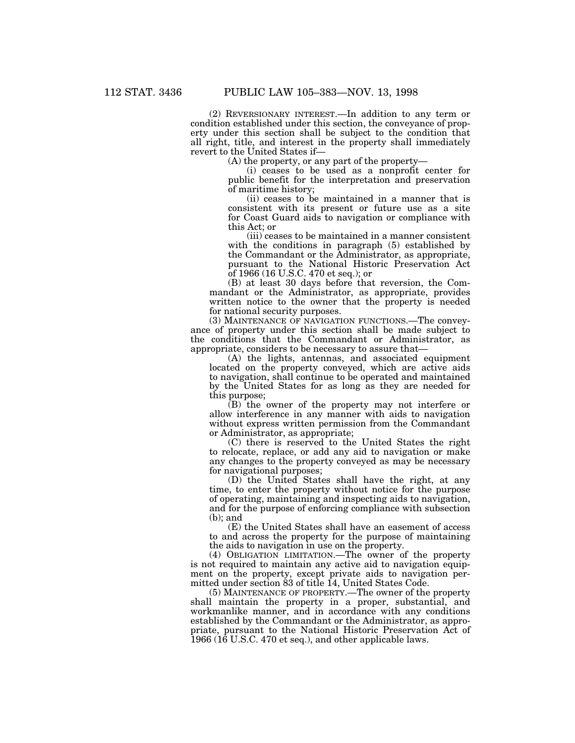(2) REVERSIONARY INTEREST.—In addition to any term or condition established under this section, the conveyance of property under this section shall be subject to the condition that all right, title, and interest in the property shall immediately revert to the United States if—

(A) the property, or any part of the property—

(i) ceases to be used as a nonprofit center for public benefit for the interpretation and preservation of maritime history;

(ii) ceases to be maintained in a manner that is consistent with its present or future use as a site for Coast Guard aids to navigation or compliance with this Act; or

(iii) ceases to be maintained in a manner consistent with the conditions in paragraph (5) established by the Commandant or the Administrator, as appropriate, pursuant to the National Historic Preservation Act of 1966 (16 U.S.C. 470 et seq.); or

(B) at least 30 days before that reversion, the Commandant or the Administrator, as appropriate, provides written notice to the owner that the property is needed for national security purposes.

(3) MAINTENANCE OF NAVIGATION FUNCTIONS.—The conveyance of property under this section shall be made subject to the conditions that the Commandant or Administrator, as appropriate, considers to be necessary to assure that—

(A) the lights, antennas, and associated equipment located on the property conveyed, which are active aids to navigation, shall continue to be operated and maintained by the United States for as long as they are needed for this purpose;

(B) the owner of the property may not interfere or allow interference in any manner with aids to navigation without express written permission from the Commandant or Administrator, as appropriate;

(C) there is reserved to the United States the right to relocate, replace, or add any aid to navigation or make any changes to the property conveyed as may be necessary for navigational purposes;

(D) the United States shall have the right, at any time, to enter the property without notice for the purpose of operating, maintaining and inspecting aids to navigation, and for the purpose of enforcing compliance with subsection (b); and

(E) the United States shall have an easement of access to and across the property for the purpose of maintaining the aids to navigation in use on the property.

(4) OBLIGATION LIMITATION.—The owner of the property is not required to maintain any active aid to navigation equipment on the property, except private aids to navigation permitted under section 83 of title 14, United States Code.

(5) MAINTENANCE OF PROPERTY.—The owner of the property shall maintain the property in a proper, substantial, and workmanlike manner, and in accordance with any conditions established by the Commandant or the Administrator, as appropriate, pursuant to the National Historic Preservation Act of 1966 (16 U.S.C. 470 et seq.), and other applicable laws.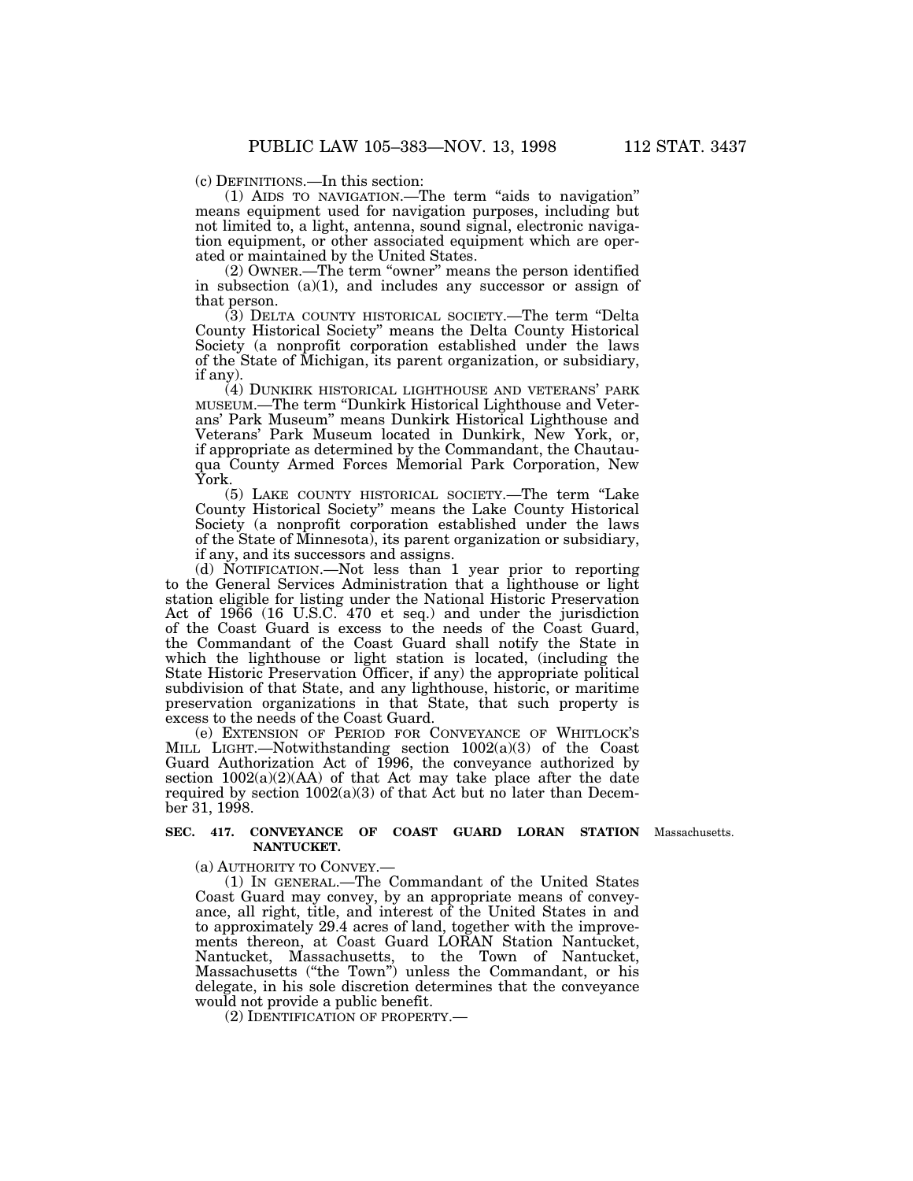(c) DEFINITIONS.—In this section:

(1) AIDS TO NAVIGATION.—The term "aids to navigation" means equipment used for navigation purposes, including but not limited to, a light, antenna, sound signal, electronic navigation equipment, or other associated equipment which are operated or maintained by the United States.

(2) OWNER.—The term "owner" means the person identified in subsection (a)(1), and includes any successor or assign of that person.

(3) DELTA COUNTY HISTORICAL SOCIETY.—The term "Delta County Historical Society" means the Delta County Historical Society (a nonprofit corporation established under the laws of the State of Michigan, its parent organization, or subsidiary, if any).

(4) DUNKIRK HISTORICAL LIGHTHOUSE AND VETERANS' PARK MUSEUM.—The term "Dunkirk Historical Lighthouse and Veterans' Park Museum" means Dunkirk Historical Lighthouse and Veterans' Park Museum located in Dunkirk, New York, or, if appropriate as determined by the Commandant, the Chautauqua County Armed Forces Memorial Park Corporation, New York.

(5) LAKE COUNTY HISTORICAL SOCIETY.—The term "Lake County Historical Society" means the Lake County Historical Society (a nonprofit corporation established under the laws of the State of Minnesota), its parent organization or subsidiary, if any, and its successors and assigns.

(d) NOTIFICATION.—Not less than 1 year prior to reporting to the General Services Administration that a lighthouse or light station eligible for listing under the National Historic Preservation Act of 1966 (16 U.S.C. 470 et seq.) and under the jurisdiction of the Coast Guard is excess to the needs of the Coast Guard, the Commandant of the Coast Guard shall notify the State in which the lighthouse or light station is located, (including the State Historic Preservation Officer, if any) the appropriate political subdivision of that State, and any lighthouse, historic, or maritime preservation organizations in that State, that such property is excess to the needs of the Coast Guard.

(e) EXTENSION OF PERIOD FOR CONVEYANCE OF WHITLOCK'S MILL LIGHT.—Notwithstanding section 1002(a)(3) of the Coast Guard Authorization Act of 1996, the conveyance authorized by section 1002(a)(2)(AA) of that Act may take place after the date required by section 1002(a)(3) of that Act but no later than December 31, 1998.

**SEC. 417. CONVEYANCE OF COAST GUARD LORAN STATION NANTUCKET.**

Massachusetts.

(a) AUTHORITY TO CONVEY.—

(1) IN GENERAL.—The Commandant of the United States Coast Guard may convey, by an appropriate means of conveyance, all right, title, and interest of the United States in and to approximately 29.4 acres of land, together with the improvements thereon, at Coast Guard LORAN Station Nantucket, Nantucket, Massachusetts, to the Town of Nantucket, Massachusetts ("the Town") unless the Commandant, or his delegate, in his sole discretion determines that the conveyance would not provide a public benefit.

(2) IDENTIFICATION OF PROPERTY.—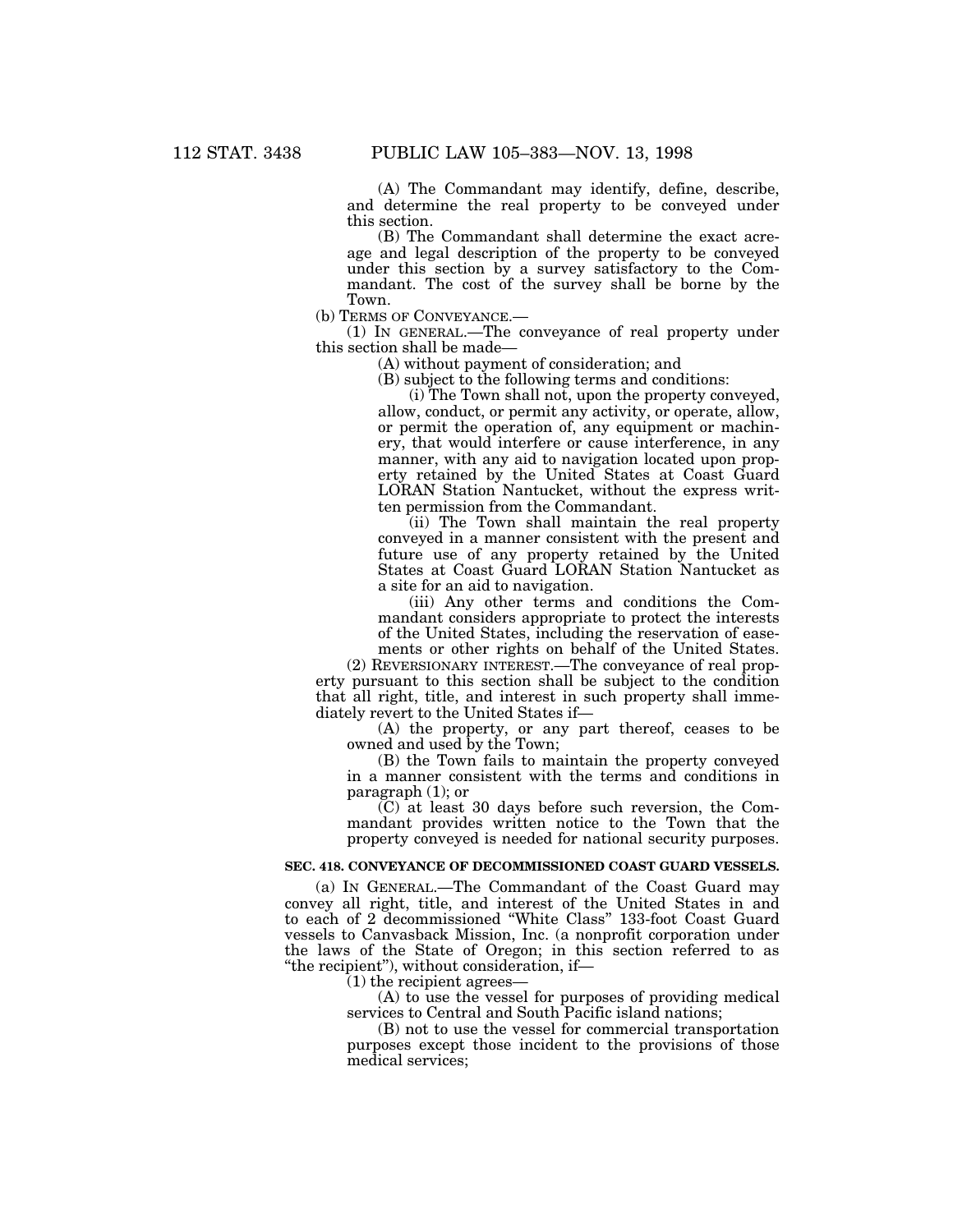(A) The Commandant may identify, define, describe, and determine the real property to be conveyed under this section.

(B) The Commandant shall determine the exact acreage and legal description of the property to be conveyed under this section by a survey satisfactory to the Commandant. The cost of the survey shall be borne by the Town.

(b) TERMS OF CONVEYANCE.—

(1) IN GENERAL.—The conveyance of real property under this section shall be made—

(A) without payment of consideration; and

(B) subject to the following terms and conditions:

(i) The Town shall not, upon the property conveyed, allow, conduct, or permit any activity, or operate, allow, or permit the operation of, any equipment or machinery, that would interfere or cause interference, in any manner, with any aid to navigation located upon property retained by the United States at Coast Guard LORAN Station Nantucket, without the express written permission from the Commandant.

(ii) The Town shall maintain the real property conveyed in a manner consistent with the present and future use of any property retained by the United States at Coast Guard LORAN Station Nantucket as a site for an aid to navigation.

(iii) Any other terms and conditions the Commandant considers appropriate to protect the interests of the United States, including the reservation of easements or other rights on behalf of the United States.

(2) REVERSIONARY INTEREST.—The conveyance of real property pursuant to this section shall be subject to the condition that all right, title, and interest in such property shall immediately revert to the United States if—

(A) the property, or any part thereof, ceases to be owned and used by the Town;

(B) the Town fails to maintain the property conveyed in a manner consistent with the terms and conditions in paragraph (1); or

(C) at least 30 days before such reversion, the Commandant provides written notice to the Town that the property conveyed is needed for national security purposes.

**SEC. 418. CONVEYANCE OF DECOMMISSIONED COAST GUARD VESSELS.**

(a) IN GENERAL.—The Commandant of the Coast Guard may convey all right, title, and interest of the United States in and to each of 2 decommissioned "White Class" 133-foot Coast Guard vessels to Canvasback Mission, Inc. (a nonprofit corporation under the laws of the State of Oregon; in this section referred to as "the recipient"), without consideration, if—

(1) the recipient agrees—

(A) to use the vessel for purposes of providing medical services to Central and South Pacific island nations;

(B) not to use the vessel for commercial transportation purposes except those incident to the provisions of those medical services;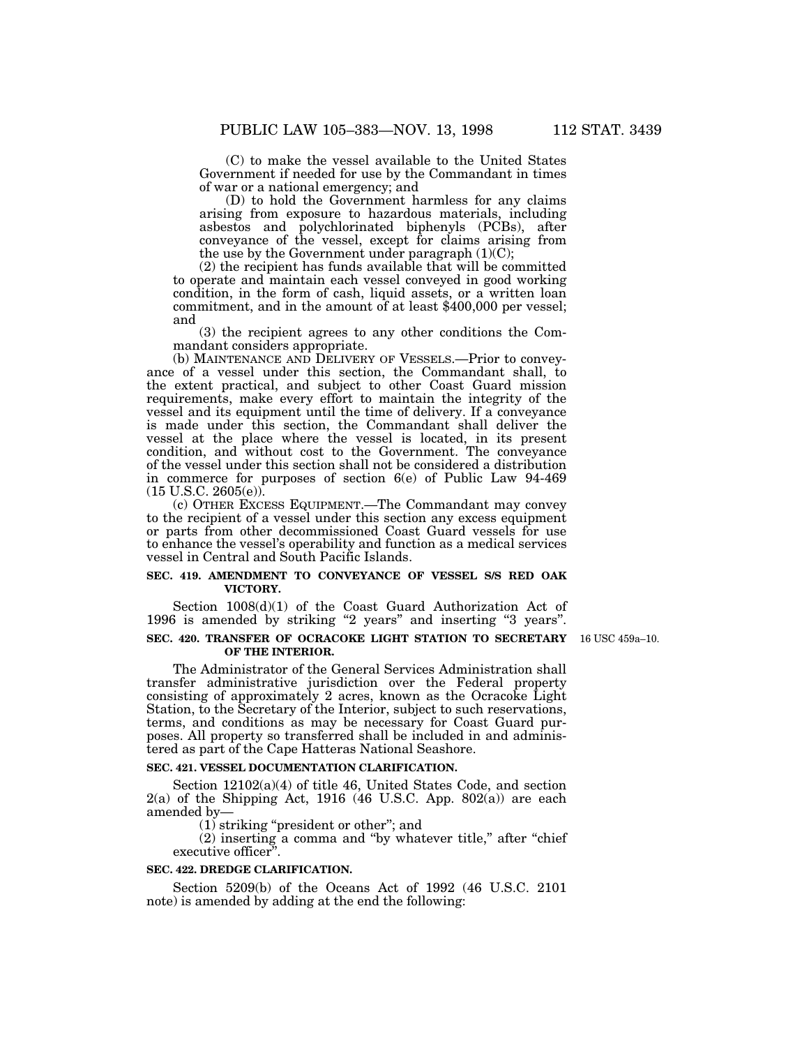(C) to make the vessel available to the United States Government if needed for use by the Commandant in times of war or a national emergency; and

(D) to hold the Government harmless for any claims arising from exposure to hazardous materials, including asbestos and polychlorinated biphenyls (PCBs), after conveyance of the vessel, except for claims arising from the use by the Government under paragraph (1)(C);

(2) the recipient has funds available that will be committed to operate and maintain each vessel conveyed in good working condition, in the form of cash, liquid assets, or a written loan commitment, and in the amount of at least $400,000 per vessel; and

(3) the recipient agrees to any other conditions the Commandant considers appropriate.

(b) MAINTENANCE AND DELIVERY OF VESSELS.—Prior to conveyance of a vessel under this section, the Commandant shall, to the extent practical, and subject to other Coast Guard mission requirements, make every effort to maintain the integrity of the vessel and its equipment until the time of delivery. If a conveyance is made under this section, the Commandant shall deliver the vessel at the place where the vessel is located, in its present condition, and without cost to the Government. The conveyance of the vessel under this section shall not be considered a distribution in commerce for purposes of section 6(e) of Public Law 94-469 (15 U.S.C. 2605(e)).

(c) OTHER EXCESS EQUIPMENT.—The Commandant may convey to the recipient of a vessel under this section any excess equipment or parts from other decommissioned Coast Guard vessels for use to enhance the vessel's operability and function as a medical services vessel in Central and South Pacific Islands.

**SEC. 419. AMENDMENT TO CONVEYANCE OF VESSEL S/S RED OAK VICTORY.**

Section 1008(d)(1) of the Coast Guard Authorization Act of 1996 is amended by striking "2 years" and inserting "3 years".

**SEC. 420. TRANSFER OF OCRACOKE LIGHT STATION TO SECRETARY OF THE INTERIOR.**

16 USC 459a–10.

The Administrator of the General Services Administration shall transfer administrative jurisdiction over the Federal property consisting of approximately 2 acres, known as the Ocracoke Light Station, to the Secretary of the Interior, subject to such reservations, terms, and conditions as may be necessary for Coast Guard purposes. All property so transferred shall be included in and administered as part of the Cape Hatteras National Seashore.

**SEC. 421. VESSEL DOCUMENTATION CLARIFICATION.**

Section 12102(a)(4) of title 46, United States Code, and section 2(a) of the Shipping Act, 1916 (46 U.S.C. App. 802(a)) are each amended by—

(1) striking "president or other"; and

(2) inserting a comma and "by whatever title," after "chief executive officer".

**SEC. 422. DREDGE CLARIFICATION.**

Section 5209(b) of the Oceans Act of 1992 (46 U.S.C. 2101 note) is amended by adding at the end the following: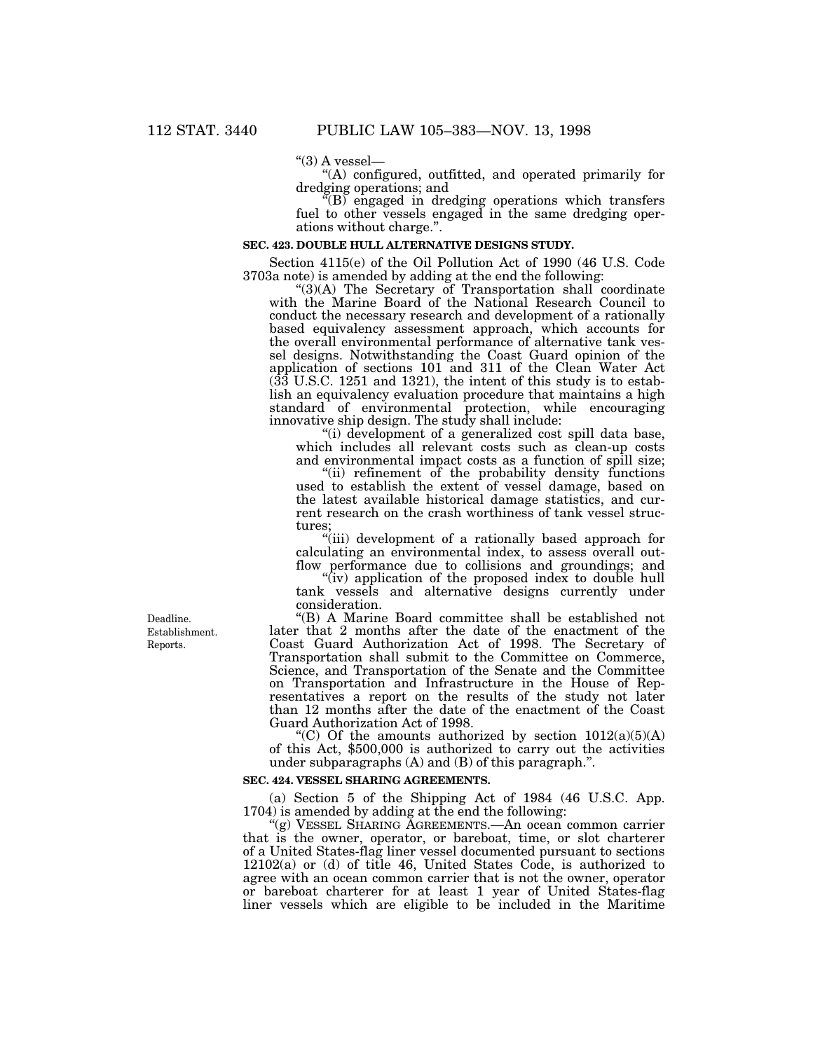"(3) A vessel—

"(A) configured, outfitted, and operated primarily for dredging operations; and

"(B) engaged in dredging operations which transfers fuel to other vessels engaged in the same dredging operations without charge.".

**SEC. 423. DOUBLE HULL ALTERNATIVE DESIGNS STUDY.**

Section 4115(e) of the Oil Pollution Act of 1990 (46 U.S. Code 3703a note) is amended by adding at the end the following:

"(3)(A) The Secretary of Transportation shall coordinate with the Marine Board of the National Research Council to conduct the necessary research and development of a rationally based equivalency assessment approach, which accounts for the overall environmental performance of alternative tank vessel designs. Notwithstanding the Coast Guard opinion of the application of sections 101 and 311 of the Clean Water Act (33 U.S.C. 1251 and 1321), the intent of this study is to establish an equivalency evaluation procedure that maintains a high standard of environmental protection, while encouraging innovative ship design. The study shall include:

"(i) development of a generalized cost spill data base, which includes all relevant costs such as clean-up costs and environmental impact costs as a function of spill size;

"(ii) refinement of the probability density functions used to establish the extent of vessel damage, based on the latest available historical damage statistics, and current research on the crash worthiness of tank vessel structures;

"(iii) development of a rationally based approach for calculating an environmental index, to assess overall outflow performance due to collisions and groundings; and

"(iv) application of the proposed index to double hull tank vessels and alternative designs currently under consideration.

Deadline. Establishment. Reports.

"(B) A Marine Board committee shall be established not later that 2 months after the date of the enactment of the Coast Guard Authorization Act of 1998. The Secretary of Transportation shall submit to the Committee on Commerce, Science, and Transportation of the Senate and the Committee on Transportation and Infrastructure in the House of Representatives a report on the results of the study not later than 12 months after the date of the enactment of the Coast Guard Authorization Act of 1998.

"(C) Of the amounts authorized by section 1012(a)(5)(A) of this Act, $500,000 is authorized to carry out the activities under subparagraphs (A) and (B) of this paragraph.".

**SEC. 424. VESSEL SHARING AGREEMENTS.**

(a) Section 5 of the Shipping Act of 1984 (46 U.S.C. App. 1704) is amended by adding at the end the following:

"(g) VESSEL SHARING AGREEMENTS.—An ocean common carrier that is the owner, operator, or bareboat, time, or slot charterer of a United States-flag liner vessel documented pursuant to sections 12102(a) or (d) of title 46, United States Code, is authorized to agree with an ocean common carrier that is not the owner, operator or bareboat charterer for at least 1 year of United States-flag liner vessels which are eligible to be included in the Maritime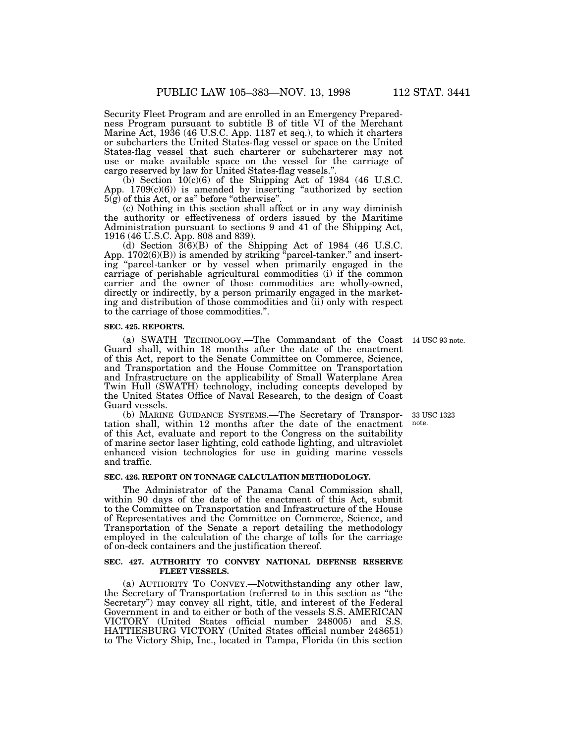Security Fleet Program and are enrolled in an Emergency Preparedness Program pursuant to subtitle B of title VI of the Merchant Marine Act, 1936 (46 U.S.C. App. 1187 et seq.), to which it charters or subcharters the United States-flag vessel or space on the United States-flag vessel that such charterer or subcharterer may not use or make available space on the vessel for the carriage of cargo reserved by law for United States-flag vessels.".

(b) Section 10(c)(6) of the Shipping Act of 1984 (46 U.S.C. App. 1709(c)(6)) is amended by inserting "authorized by section 5(g) of this Act, or as" before "otherwise".

(c) Nothing in this section shall affect or in any way diminish the authority or effectiveness of orders issued by the Maritime Administration pursuant to sections 9 and 41 of the Shipping Act, 1916 (46 U.S.C. App. 808 and 839).

(d) Section 3(6)(B) of the Shipping Act of 1984 (46 U.S.C. App. 1702(6)(B)) is amended by striking "parcel-tanker." and inserting "parcel-tanker or by vessel when primarily engaged in the carriage of perishable agricultural commodities (i) if the common carrier and the owner of those commodities are wholly-owned, directly or indirectly, by a person primarily engaged in the marketing and distribution of those commodities and (ii) only with respect to the carriage of those commodities.".

**SEC. 425. REPORTS.**

14 USC 93 note.

(a) SWATH TECHNOLOGY.—The Commandant of the Coast Guard shall, within 18 months after the date of the enactment of this Act, report to the Senate Committee on Commerce, Science, and Transportation and the House Committee on Transportation and Infrastructure on the applicability of Small Waterplane Area Twin Hull (SWATH) technology, including concepts developed by the United States Office of Naval Research, to the design of Coast Guard vessels.

33 USC 1323 note.

(b) MARINE GUIDANCE SYSTEMS.—The Secretary of Transportation shall, within 12 months after the date of the enactment of this Act, evaluate and report to the Congress on the suitability of marine sector laser lighting, cold cathode lighting, and ultraviolet enhanced vision technologies for use in guiding marine vessels and traffic.

**SEC. 426. REPORT ON TONNAGE CALCULATION METHODOLOGY.**

The Administrator of the Panama Canal Commission shall, within 90 days of the date of the enactment of this Act, submit to the Committee on Transportation and Infrastructure of the House of Representatives and the Committee on Commerce, Science, and Transportation of the Senate a report detailing the methodology employed in the calculation of the charge of tolls for the carriage of on-deck containers and the justification thereof.

**SEC. 427. AUTHORITY TO CONVEY NATIONAL DEFENSE RESERVE FLEET VESSELS.**

(a) AUTHORITY TO CONVEY.—Notwithstanding any other law, the Secretary of Transportation (referred to in this section as "the Secretary") may convey all right, title, and interest of the Federal Government in and to either or both of the vessels S.S. AMERICAN VICTORY (United States official number 248005) and S.S. HATTIESBURG VICTORY (United States official number 248651) to The Victory Ship, Inc., located in Tampa, Florida (in this section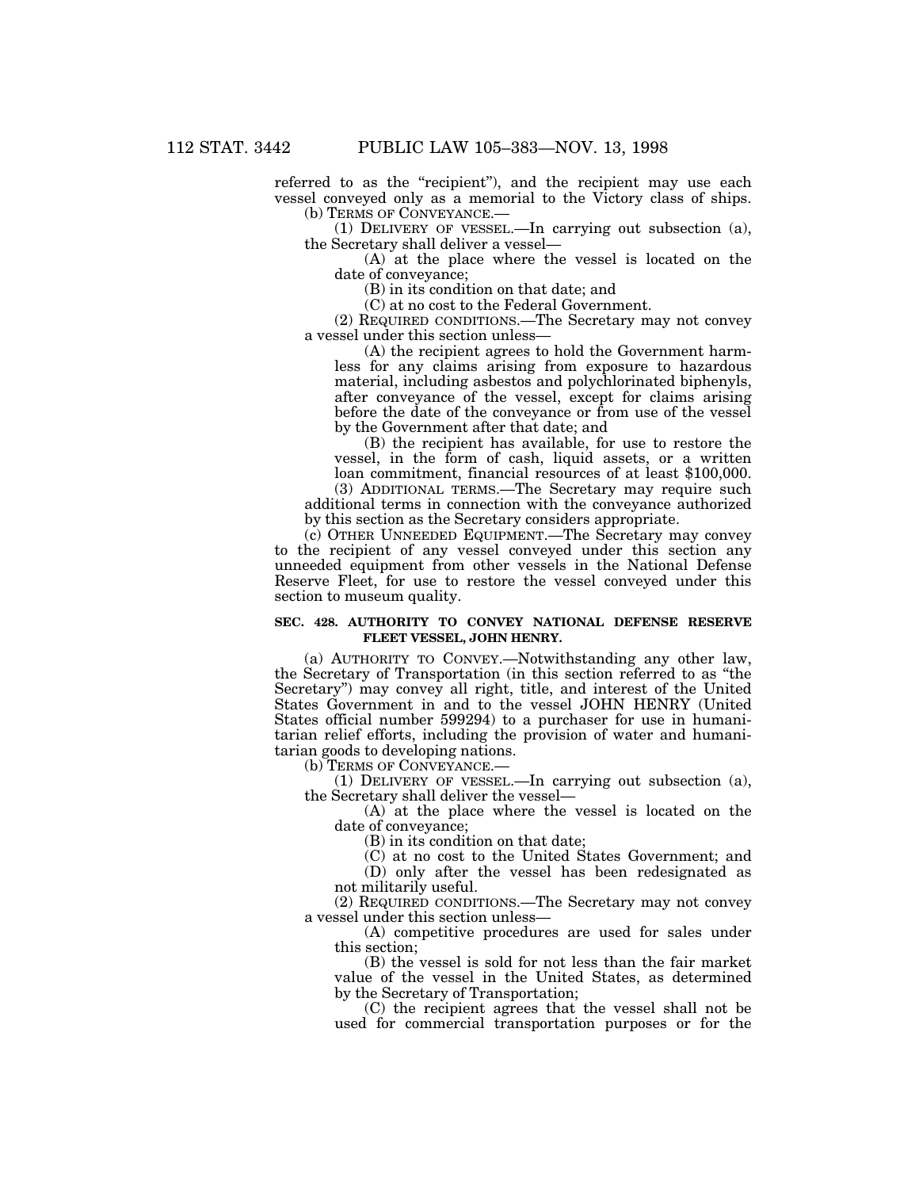referred to as the "recipient"), and the recipient may use each vessel conveyed only as a memorial to the Victory class of ships.

(b) TERMS OF CONVEYANCE.—

(1) DELIVERY OF VESSEL.—In carrying out subsection (a), the Secretary shall deliver a vessel—

(A) at the place where the vessel is located on the date of conveyance;

(B) in its condition on that date; and

(C) at no cost to the Federal Government.

(2) REQUIRED CONDITIONS.—The Secretary may not convey a vessel under this section unless—

(A) the recipient agrees to hold the Government harmless for any claims arising from exposure to hazardous material, including asbestos and polychlorinated biphenyls, after conveyance of the vessel, except for claims arising before the date of the conveyance or from use of the vessel by the Government after that date; and

(B) the recipient has available, for use to restore the vessel, in the form of cash, liquid assets, or a written loan commitment, financial resources of at least $100,000.

(3) ADDITIONAL TERMS.—The Secretary may require such additional terms in connection with the conveyance authorized by this section as the Secretary considers appropriate.

(c) OTHER UNNEEDED EQUIPMENT.—The Secretary may convey to the recipient of any vessel conveyed under this section any unneeded equipment from other vessels in the National Defense Reserve Fleet, for use to restore the vessel conveyed under this section to museum quality.

**SEC. 428. AUTHORITY TO CONVEY NATIONAL DEFENSE RESERVE FLEET VESSEL, JOHN HENRY.**

(a) AUTHORITY TO CONVEY.—Notwithstanding any other law, the Secretary of Transportation (in this section referred to as "the Secretary") may convey all right, title, and interest of the United States Government in and to the vessel JOHN HENRY (United States official number 599294) to a purchaser for use in humanitarian relief efforts, including the provision of water and humanitarian goods to developing nations.

(b) TERMS OF CONVEYANCE.—

(1) DELIVERY OF VESSEL.—In carrying out subsection (a), the Secretary shall deliver the vessel—

(A) at the place where the vessel is located on the date of conveyance;

(B) in its condition on that date;

(C) at no cost to the United States Government; and

(D) only after the vessel has been redesignated as not militarily useful.

(2) REQUIRED CONDITIONS.—The Secretary may not convey a vessel under this section unless—

(A) competitive procedures are used for sales under this section;

(B) the vessel is sold for not less than the fair market value of the vessel in the United States, as determined by the Secretary of Transportation;

(C) the recipient agrees that the vessel shall not be used for commercial transportation purposes or for the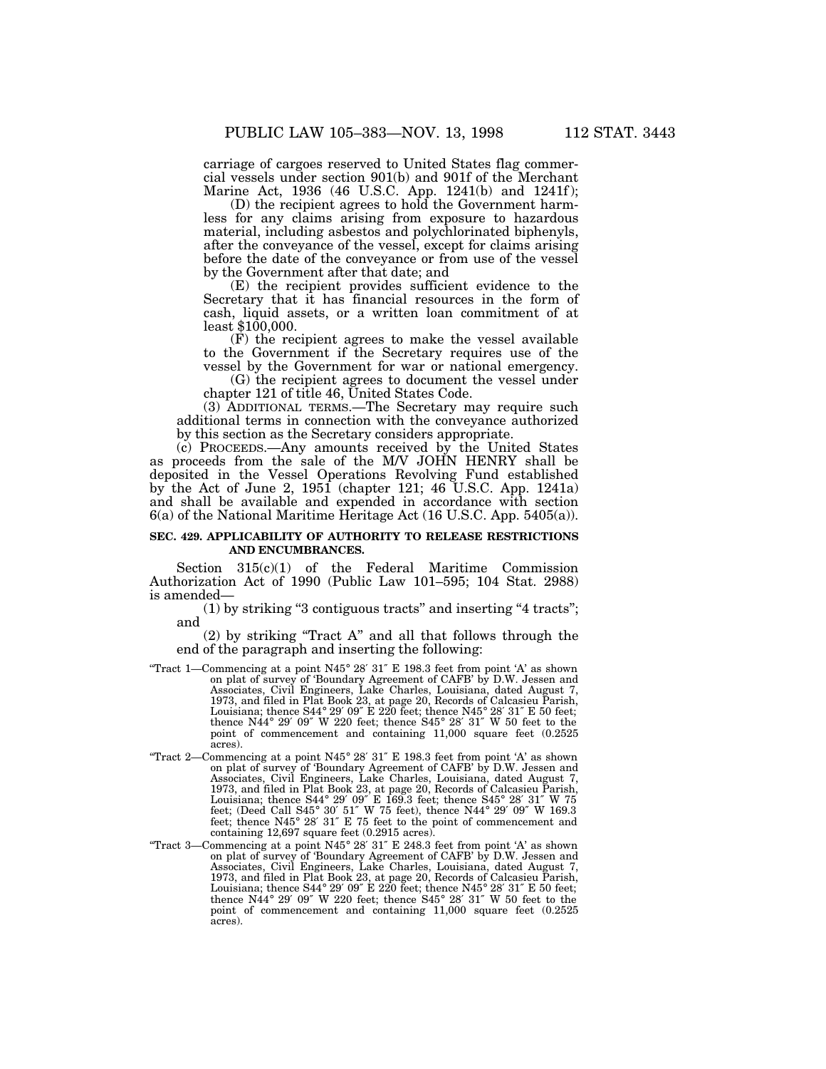carriage of cargoes reserved to United States flag commercial vessels under section 901(b) and 901f of the Merchant Marine Act, 1936 (46 U.S.C. App. 1241(b) and 1241f);

(D) the recipient agrees to hold the Government harmless for any claims arising from exposure to hazardous material, including asbestos and polychlorinated biphenyls, after the conveyance of the vessel, except for claims arising before the date of the conveyance or from use of the vessel by the Government after that date; and

(E) the recipient provides sufficient evidence to the Secretary that it has financial resources in the form of cash, liquid assets, or a written loan commitment of at least $100,000.

(F) the recipient agrees to make the vessel available to the Government if the Secretary requires use of the vessel by the Government for war or national emergency.

(G) the recipient agrees to document the vessel under chapter 121 of title 46, United States Code.

(3) ADDITIONAL TERMS.—The Secretary may require such additional terms in connection with the conveyance authorized by this section as the Secretary considers appropriate.

(c) PROCEEDS.—Any amounts received by the United States as proceeds from the sale of the M/V JOHN HENRY shall be deposited in the Vessel Operations Revolving Fund established by the Act of June 2, 1951 (chapter 121; 46 U.S.C. App. 1241a) and shall be available and expended in accordance with section 6(a) of the National Maritime Heritage Act (16 U.S.C. App. 5405(a)).

**SEC. 429. APPLICABILITY OF AUTHORITY TO RELEASE RESTRICTIONS AND ENCUMBRANCES.**

Section 315(c)(1) of the Federal Maritime Commission Authorization Act of 1990 (Public Law 101–595; 104 Stat. 2988) is amended—

(1) by striking "3 contiguous tracts" and inserting "4 tracts"; and

(2) by striking "Tract A" and all that follows through the end of the paragraph and inserting the following:

"Tract 1—Commencing at a point N45° 28′ 31″ E 198.3 feet from point 'A' as shown on plat of survey of 'Boundary Agreement of CAFB' by D.W. Jessen and Associates, Civil Engineers, Lake Charles, Louisiana, dated August 7, 1973, and filed in Plat Book 23, at page 20, Records of Calcasieu Parish, Louisiana; thence S44° 29′ 09″ E 220 feet; thence N45° 28′ 31″ E 50 feet; thence N44° 29′ 09″ W 220 feet; thence S45° 28′ 31″ W 50 feet to the point of commencement and containing 11,000 square feet (0.2525 acres).

"Tract 2—Commencing at a point N45° 28′ 31″ E 198.3 feet from point 'A' as shown on plat of survey of 'Boundary Agreement of CAFB' by D.W. Jessen and Associates, Civil Engineers, Lake Charles, Louisiana, dated August 7, 1973, and filed in Plat Book 23, at page 20, Records of Calcasieu Parish, Louisiana; thence S44° 29′ 09″ E 169.3 feet; thence S45° 28′ 31″ W 75 feet; (Deed Call S45° 30′ 51″ W 75 feet), thence N44° 29′ 09″ W 169.3 feet; thence N45° 28′ 31″ E 75 feet to the point of commencement and containing 12,697 square feet (0.2915 acres).

"Tract 3—Commencing at a point N45° 28′ 31″ E 248.3 feet from point 'A' as shown on plat of survey of 'Boundary Agreement of CAFB' by D.W. Jessen and Associates, Civil Engineers, Lake Charles, Louisiana, dated August 7, 1973, and filed in Plat Book 23, at page 20, Records of Calcasieu Parish, Louisiana; thence S44° 29′ 09″ E 220 feet; thence N45° 28′ 31″ E 50 feet; thence N44° 29′ 09″ W 220 feet; thence S45° 28′ 31″ W 50 feet to the point of commencement and containing 11,000 square feet (0.2525 acres).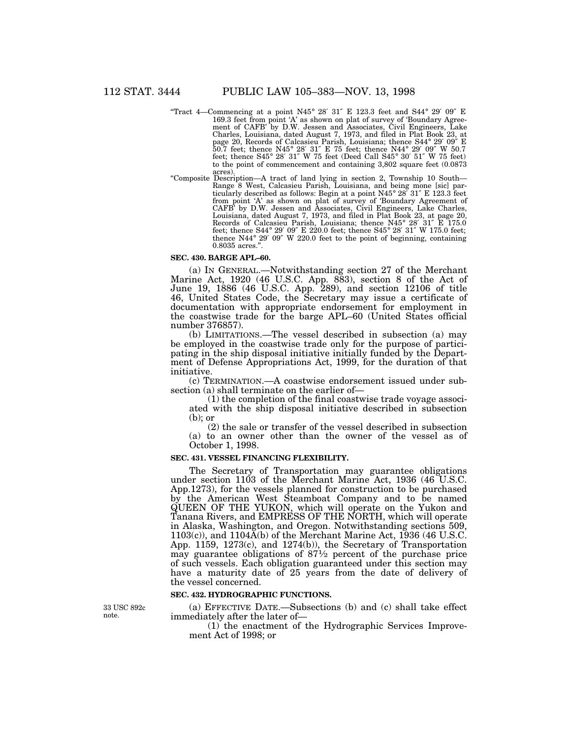"Tract 4—Commencing at a point N45° 28′ 31″ E 123.3 feet and S44° 29′ 09″ E 169.3 feet from point 'A' as shown on plat of survey of 'Boundary Agreement of CAFB' by D.W. Jessen and Associates, Civil Engineers, Lake Charles, Louisiana, dated August 7, 1973, and filed in Plat Book 23, at page 20, Records of Calcasieu Parish, Louisiana; thence S44° 29′ 09″ E 50.7 feet; thence N45° 28′ 31″ E 75 feet; thence N44° 29′ 09″ W 50.7 feet; thence S45° 28′ 31″ W 75 feet (Deed Call S45° 30′ 51″ W 75 feet) to the point of commencement and containing 3,802 square feet (0.0873 acres).

"Composite Description—A tract of land lying in section 2, Township 10 South—Range 8 West, Calcasieu Parish, Louisiana, and being mone [sic] particularly described as follows: Begin at a point N45° 28′ 31″ E 123.3 feet from point 'A' as shown on plat of survey of 'Boundary Agreement of CAFB' by D.W. Jessen and Associates, Civil Engineers, Lake Charles, Louisiana, dated August 7, 1973, and filed in Plat Book 23, at page 20, Records of Calcasieu Parish, Louisiana; thence N45° 28′ 31″ E 175.0 feet; thence S44° 29′ 09″ E 220.0 feet; thence S45° 28′ 31″ W 175.0 feet; thence N44° 29′ 09″ W 220.0 feet to the point of beginning, containing 0.8035 acres.".

**SEC. 430. BARGE APL–60.**

(a) IN GENERAL.—Notwithstanding section 27 of the Merchant Marine Act, 1920 (46 U.S.C. App. 883), section 8 of the Act of June 19, 1886 (46 U.S.C. App. 289), and section 12106 of title 46, United States Code, the Secretary may issue a certificate of documentation with appropriate endorsement for employment in the coastwise trade for the barge APL–60 (United States official number 376857).

(b) LIMITATIONS.—The vessel described in subsection (a) may be employed in the coastwise trade only for the purpose of participating in the ship disposal initiative initially funded by the Department of Defense Appropriations Act, 1999, for the duration of that initiative.

(c) TERMINATION.—A coastwise endorsement issued under subsection (a) shall terminate on the earlier of—

(1) the completion of the final coastwise trade voyage associated with the ship disposal initiative described in subsection (b); or

(2) the sale or transfer of the vessel described in subsection (a) to an owner other than the owner of the vessel as of October 1, 1998.

**SEC. 431. VESSEL FINANCING FLEXIBILITY.**

The Secretary of Transportation may guarantee obligations under section 1103 of the Merchant Marine Act, 1936 (46 U.S.C. App.1273), for the vessels planned for construction to be purchased by the American West Steamboat Company and to be named QUEEN OF THE YUKON, which will operate on the Yukon and Tanana Rivers, and EMPRESS OF THE NORTH, which will operate in Alaska, Washington, and Oregon. Notwithstanding sections 509, 1103(c)), and 1104A(b) of the Merchant Marine Act, 1936 (46 U.S.C. App. 1159, 1273(c), and 1274(b)), the Secretary of Transportation may guarantee obligations of 87½ percent of the purchase price of such vessels. Each obligation guaranteed under this section may have a maturity date of 25 years from the date of delivery of the vessel concerned.

**SEC. 432. HYDROGRAPHIC FUNCTIONS.**

33 USC 892c note.

(a) EFFECTIVE DATE.—Subsections (b) and (c) shall take effect immediately after the later of—

(1) the enactment of the Hydrographic Services Improvement Act of 1998; or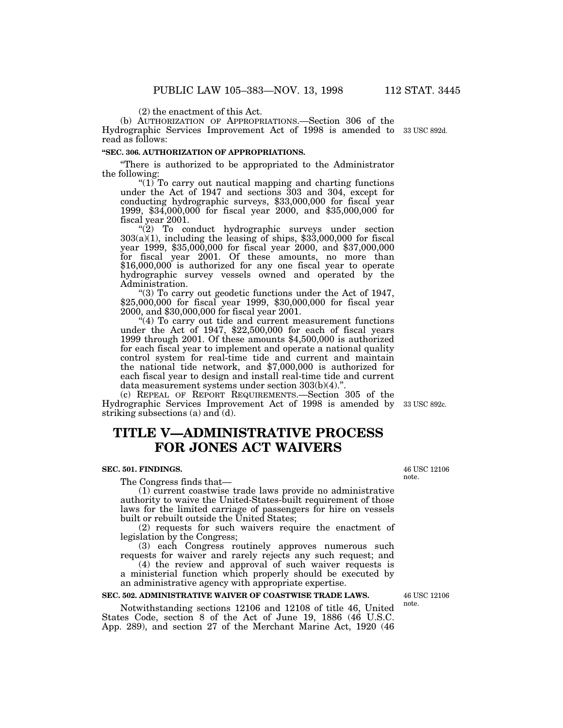(2) the enactment of this Act.

(b) AUTHORIZATION OF APPROPRIATIONS.—Section 306 of the Hydrographic Services Improvement Act of 1998 is amended to read as follows:

33 USC 892d.

**"SEC. 306. AUTHORIZATION OF APPROPRIATIONS.**

"There is authorized to be appropriated to the Administrator the following:

"(1) To carry out nautical mapping and charting functions under the Act of 1947 and sections 303 and 304, except for conducting hydrographic surveys, $33,000,000 for fiscal year 1999, $34,000,000 for fiscal year 2000, and $35,000,000 for fiscal year 2001.

"(2) To conduct hydrographic surveys under section 303(a)(1), including the leasing of ships, $33,000,000 for fiscal year 1999, $35,000,000 for fiscal year 2000, and $37,000,000 for fiscal year 2001. Of these amounts, no more than $16,000,000 is authorized for any one fiscal year to operate hydrographic survey vessels owned and operated by the Administration.

"(3) To carry out geodetic functions under the Act of 1947, $25,000,000 for fiscal year 1999, $30,000,000 for fiscal year 2000, and $30,000,000 for fiscal year 2001.

"(4) To carry out tide and current measurement functions under the Act of 1947, $22,500,000 for each of fiscal years 1999 through 2001. Of these amounts $4,500,000 is authorized for each fiscal year to implement and operate a national quality control system for real-time tide and current and maintain the national tide network, and $7,000,000 is authorized for each fiscal year to design and install real-time tide and current data measurement systems under section 303(b)(4).".

(c) REPEAL OF REPORT REQUIREMENTS.—Section 305 of the Hydrographic Services Improvement Act of 1998 is amended by striking subsections (a) and (d).

33 USC 892c.

# TITLE V—ADMINISTRATIVE PROCESS FOR JONES ACT WAIVERS

**SEC. 501. FINDINGS.**

46 USC 12106 note.

The Congress finds that—

(1) current coastwise trade laws provide no administrative authority to waive the United-States-built requirement of those laws for the limited carriage of passengers for hire on vessels built or rebuilt outside the United States;

(2) requests for such waivers require the enactment of legislation by the Congress;

(3) each Congress routinely approves numerous such requests for waiver and rarely rejects any such request; and

(4) the review and approval of such waiver requests is a ministerial function which properly should be executed by an administrative agency with appropriate expertise.

**SEC. 502. ADMINISTRATIVE WAIVER OF COASTWISE TRADE LAWS.**

46 USC 12106 note.

Notwithstanding sections 12106 and 12108 of title 46, United States Code, section 8 of the Act of June 19, 1886 (46 U.S.C. App. 289), and section 27 of the Merchant Marine Act, 1920 (46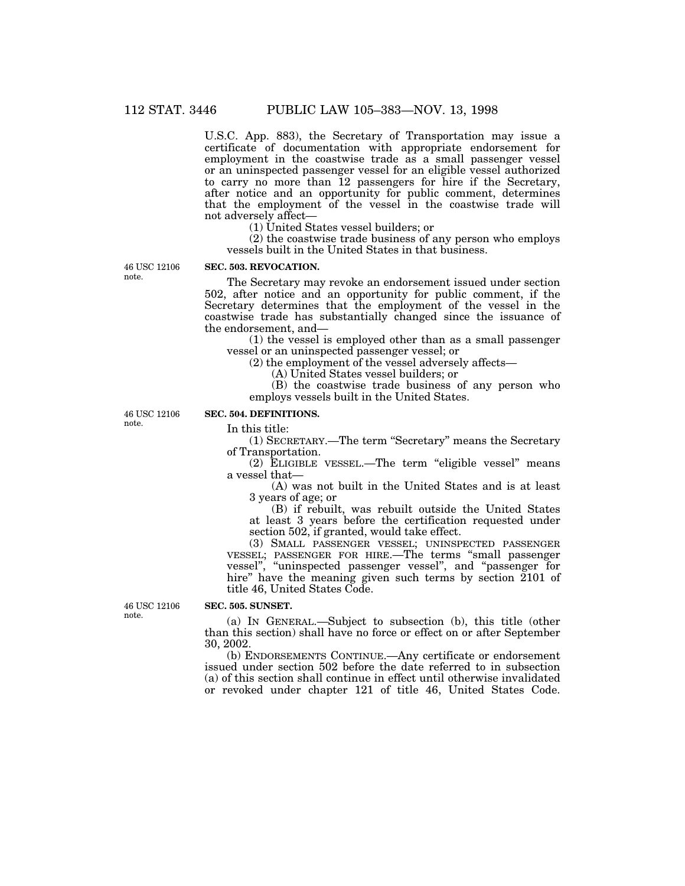U.S.C. App. 883), the Secretary of Transportation may issue a certificate of documentation with appropriate endorsement for employment in the coastwise trade as a small passenger vessel or an uninspected passenger vessel for an eligible vessel authorized to carry no more than 12 passengers for hire if the Secretary, after notice and an opportunity for public comment, determines that the employment of the vessel in the coastwise trade will not adversely affect—

(1) United States vessel builders; or

(2) the coastwise trade business of any person who employs vessels built in the United States in that business.

46 USC 12106 note.

**SEC. 503. REVOCATION.**

The Secretary may revoke an endorsement issued under section 502, after notice and an opportunity for public comment, if the Secretary determines that the employment of the vessel in the coastwise trade has substantially changed since the issuance of the endorsement, and—

(1) the vessel is employed other than as a small passenger vessel or an uninspected passenger vessel; or

(2) the employment of the vessel adversely affects—

(A) United States vessel builders; or

(B) the coastwise trade business of any person who employs vessels built in the United States.

46 USC 12106 note.

**SEC. 504. DEFINITIONS.**

In this title:

(1) SECRETARY.—The term "Secretary" means the Secretary of Transportation.

(2) ELIGIBLE VESSEL.—The term "eligible vessel" means a vessel that—

(A) was not built in the United States and is at least 3 years of age; or

(B) if rebuilt, was rebuilt outside the United States at least 3 years before the certification requested under section 502, if granted, would take effect.

(3) SMALL PASSENGER VESSEL; UNINSPECTED PASSENGER VESSEL; PASSENGER FOR HIRE.—The terms "small passenger vessel", "uninspected passenger vessel", and "passenger for hire" have the meaning given such terms by section 2101 of title 46, United States Code.

46 USC 12106 note.

**SEC. 505. SUNSET.**

(a) IN GENERAL.—Subject to subsection (b), this title (other than this section) shall have no force or effect on or after September 30, 2002.

(b) ENDORSEMENTS CONTINUE.—Any certificate or endorsement issued under section 502 before the date referred to in subsection (a) of this section shall continue in effect until otherwise invalidated or revoked under chapter 121 of title 46, United States Code.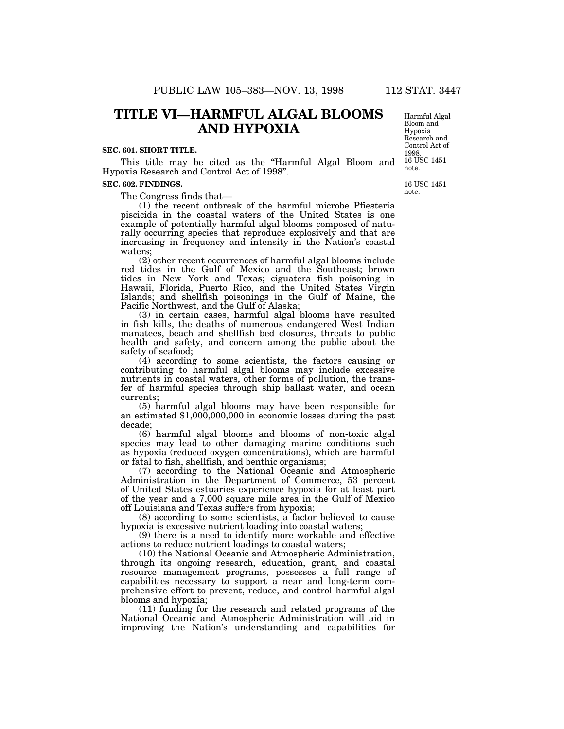# TITLE VI—HARMFUL ALGAL BLOOMS AND HYPOXIA

Harmful Algal Bloom and Hypoxia Research and Control Act of 1998. 16 USC 1451 note.

**SEC. 601. SHORT TITLE.**

This title may be cited as the "Harmful Algal Bloom and Hypoxia Research and Control Act of 1998".

**SEC. 602. FINDINGS.**

16 USC 1451 note.

The Congress finds that—

(1) the recent outbreak of the harmful microbe Pfiesteria piscicida in the coastal waters of the United States is one example of potentially harmful algal blooms composed of naturally occurring species that reproduce explosively and that are increasing in frequency and intensity in the Nation's coastal waters;

(2) other recent occurrences of harmful algal blooms include red tides in the Gulf of Mexico and the Southeast; brown tides in New York and Texas; ciguatera fish poisoning in Hawaii, Florida, Puerto Rico, and the United States Virgin Islands; and shellfish poisonings in the Gulf of Maine, the Pacific Northwest, and the Gulf of Alaska;

(3) in certain cases, harmful algal blooms have resulted in fish kills, the deaths of numerous endangered West Indian manatees, beach and shellfish bed closures, threats to public health and safety, and concern among the public about the safety of seafood;

(4) according to some scientists, the factors causing or contributing to harmful algal blooms may include excessive nutrients in coastal waters, other forms of pollution, the transfer of harmful species through ship ballast water, and ocean currents;

(5) harmful algal blooms may have been responsible for an estimated $1,000,000,000 in economic losses during the past decade;

(6) harmful algal blooms and blooms of non-toxic algal species may lead to other damaging marine conditions such as hypoxia (reduced oxygen concentrations), which are harmful or fatal to fish, shellfish, and benthic organisms;

(7) according to the National Oceanic and Atmospheric Administration in the Department of Commerce, 53 percent of United States estuaries experience hypoxia for at least part of the year and a 7,000 square mile area in the Gulf of Mexico off Louisiana and Texas suffers from hypoxia;

(8) according to some scientists, a factor believed to cause hypoxia is excessive nutrient loading into coastal waters;

(9) there is a need to identify more workable and effective actions to reduce nutrient loadings to coastal waters;

(10) the National Oceanic and Atmospheric Administration, through its ongoing research, education, grant, and coastal resource management programs, possesses a full range of capabilities necessary to support a near and long-term comprehensive effort to prevent, reduce, and control harmful algal blooms and hypoxia;

(11) funding for the research and related programs of the National Oceanic and Atmospheric Administration will aid in improving the Nation's understanding and capabilities for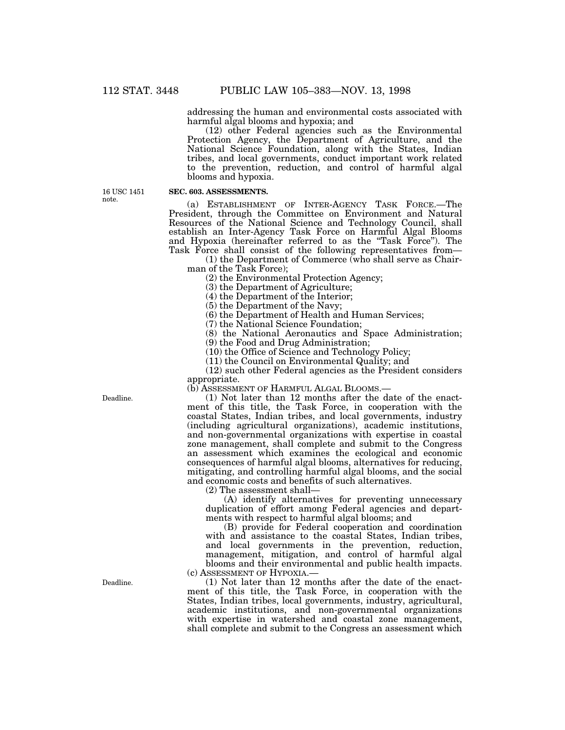addressing the human and environmental costs associated with harmful algal blooms and hypoxia; and

(12) other Federal agencies such as the Environmental Protection Agency, the Department of Agriculture, and the National Science Foundation, along with the States, Indian tribes, and local governments, conduct important work related to the prevention, reduction, and control of harmful algal blooms and hypoxia.

16 USC 1451 note.

**SEC. 603. ASSESSMENTS.**

(a) ESTABLISHMENT OF INTER-AGENCY TASK FORCE.—The President, through the Committee on Environment and Natural Resources of the National Science and Technology Council, shall establish an Inter-Agency Task Force on Harmful Algal Blooms and Hypoxia (hereinafter referred to as the "Task Force"). The Task Force shall consist of the following representatives from—

(1) the Department of Commerce (who shall serve as Chairman of the Task Force);

(2) the Environmental Protection Agency;

(3) the Department of Agriculture;

(4) the Department of the Interior;

(5) the Department of the Navy;

(6) the Department of Health and Human Services;

(7) the National Science Foundation;

(8) the National Aeronautics and Space Administration;

(9) the Food and Drug Administration;

(10) the Office of Science and Technology Policy;

(11) the Council on Environmental Quality; and

(12) such other Federal agencies as the President considers appropriate.

(b) ASSESSMENT OF HARMFUL ALGAL BLOOMS.—

Deadline.

(1) Not later than 12 months after the date of the enactment of this title, the Task Force, in cooperation with the coastal States, Indian tribes, and local governments, industry (including agricultural organizations), academic institutions, and non-governmental organizations with expertise in coastal zone management, shall complete and submit to the Congress an assessment which examines the ecological and economic consequences of harmful algal blooms, alternatives for reducing, mitigating, and controlling harmful algal blooms, and the social and economic costs and benefits of such alternatives.

(2) The assessment shall—

(A) identify alternatives for preventing unnecessary duplication of effort among Federal agencies and departments with respect to harmful algal blooms; and

(B) provide for Federal cooperation and coordination with and assistance to the coastal States, Indian tribes, and local governments in the prevention, reduction, management, mitigation, and control of harmful algal blooms and their environmental and public health impacts.

(c) ASSESSMENT OF HYPOXIA.—

Deadline.

(1) Not later than 12 months after the date of the enactment of this title, the Task Force, in cooperation with the States, Indian tribes, local governments, industry, agricultural, academic institutions, and non-governmental organizations with expertise in watershed and coastal zone management, shall complete and submit to the Congress an assessment which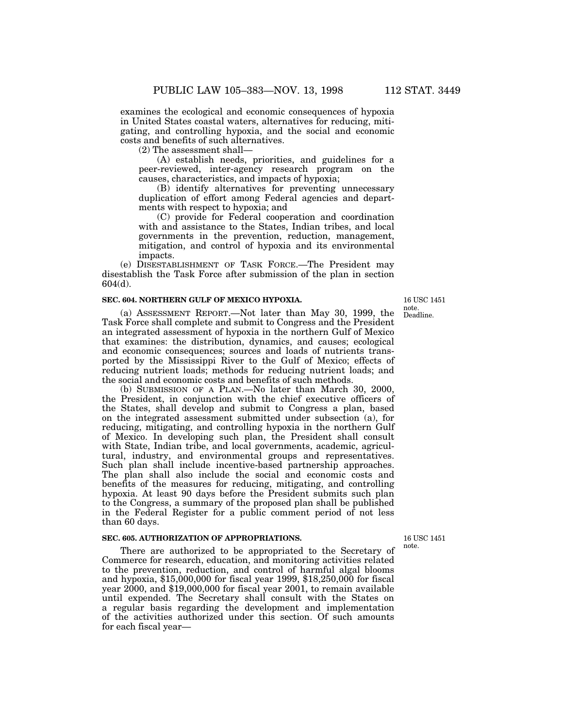examines the ecological and economic consequences of hypoxia in United States coastal waters, alternatives for reducing, mitigating, and controlling hypoxia, and the social and economic costs and benefits of such alternatives.

(2) The assessment shall—

(A) establish needs, priorities, and guidelines for a peer-reviewed, inter-agency research program on the causes, characteristics, and impacts of hypoxia;

(B) identify alternatives for preventing unnecessary duplication of effort among Federal agencies and departments with respect to hypoxia; and

(C) provide for Federal cooperation and coordination with and assistance to the States, Indian tribes, and local governments in the prevention, reduction, management, mitigation, and control of hypoxia and its environmental impacts.

(e) DISESTABLISHMENT OF TASK FORCE.—The President may disestablish the Task Force after submission of the plan in section 604(d).

**SEC. 604. NORTHERN GULF OF MEXICO HYPOXIA.**

16 USC 1451 note. Deadline.

(a) ASSESSMENT REPORT.—Not later than May 30, 1999, the Task Force shall complete and submit to Congress and the President an integrated assessment of hypoxia in the northern Gulf of Mexico that examines: the distribution, dynamics, and causes; ecological and economic consequences; sources and loads of nutrients transported by the Mississippi River to the Gulf of Mexico; effects of reducing nutrient loads; methods for reducing nutrient loads; and the social and economic costs and benefits of such methods.

(b) SUBMISSION OF A PLAN.—No later than March 30, 2000, the President, in conjunction with the chief executive officers of the States, shall develop and submit to Congress a plan, based on the integrated assessment submitted under subsection (a), for reducing, mitigating, and controlling hypoxia in the northern Gulf of Mexico. In developing such plan, the President shall consult with State, Indian tribe, and local governments, academic, agricultural, industry, and environmental groups and representatives. Such plan shall include incentive-based partnership approaches. The plan shall also include the social and economic costs and benefits of the measures for reducing, mitigating, and controlling hypoxia. At least 90 days before the President submits such plan to the Congress, a summary of the proposed plan shall be published in the Federal Register for a public comment period of not less than 60 days.

**SEC. 605. AUTHORIZATION OF APPROPRIATIONS.**

16 USC 1451 note.

There are authorized to be appropriated to the Secretary of Commerce for research, education, and monitoring activities related to the prevention, reduction, and control of harmful algal blooms and hypoxia, $15,000,000 for fiscal year 1999, $18,250,000 for fiscal year 2000, and $19,000,000 for fiscal year 2001, to remain available until expended. The Secretary shall consult with the States on a regular basis regarding the development and implementation of the activities authorized under this section. Of such amounts for each fiscal year—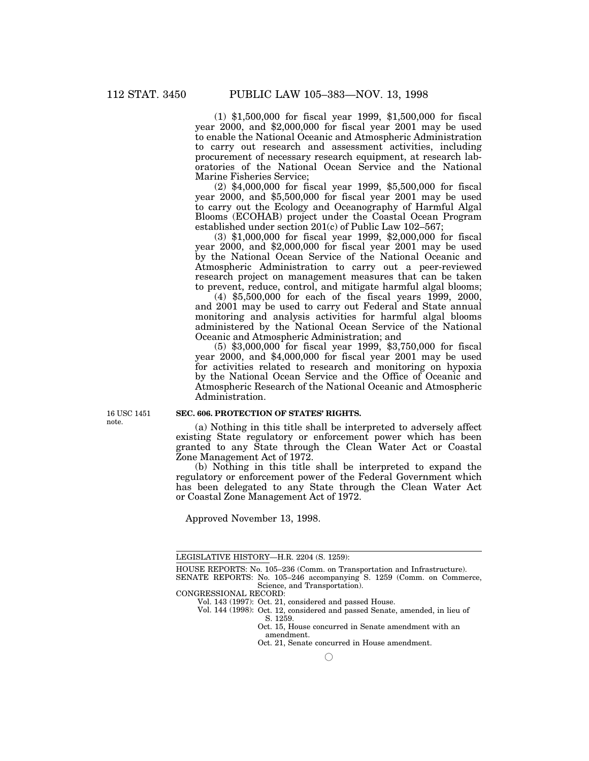(1) $1,500,000 for fiscal year 1999, $1,500,000 for fiscal year 2000, and $2,000,000 for fiscal year 2001 may be used to enable the National Oceanic and Atmospheric Administration to carry out research and assessment activities, including procurement of necessary research equipment, at research laboratories of the National Ocean Service and the National Marine Fisheries Service;

(2) $4,000,000 for fiscal year 1999, $5,500,000 for fiscal year 2000, and $5,500,000 for fiscal year 2001 may be used to carry out the Ecology and Oceanography of Harmful Algal Blooms (ECOHAB) project under the Coastal Ocean Program established under section 201(c) of Public Law 102–567;

(3) $1,000,000 for fiscal year 1999, $2,000,000 for fiscal year 2000, and $2,000,000 for fiscal year 2001 may be used by the National Ocean Service of the National Oceanic and Atmospheric Administration to carry out a peer-reviewed research project on management measures that can be taken to prevent, reduce, control, and mitigate harmful algal blooms;

(4) $5,500,000 for each of the fiscal years 1999, 2000, and 2001 may be used to carry out Federal and State annual monitoring and analysis activities for harmful algal blooms administered by the National Ocean Service of the National Oceanic and Atmospheric Administration; and

(5) $3,000,000 for fiscal year 1999, $3,750,000 for fiscal year 2000, and $4,000,000 for fiscal year 2001 may be used for activities related to research and monitoring on hypoxia by the National Ocean Service and the Office of Oceanic and Atmospheric Research of the National Oceanic and Atmospheric Administration.

16 USC 1451 note.

**SEC. 606. PROTECTION OF STATES' RIGHTS.**

(a) Nothing in this title shall be interpreted to adversely affect existing State regulatory or enforcement power which has been granted to any State through the Clean Water Act or Coastal Zone Management Act of 1972.

(b) Nothing in this title shall be interpreted to expand the regulatory or enforcement power of the Federal Government which has been delegated to any State through the Clean Water Act or Coastal Zone Management Act of 1972.

Approved November 13, 1998.

---

LEGISLATIVE HISTORY—H.R. 2204 (S. 1259):

HOUSE REPORTS: No. 105–236 (Comm. on Transportation and Infrastructure).
SENATE REPORTS: No. 105–246 accompanying S. 1259 (Comm. on Commerce, Science, and Transportation).
CONGRESSIONAL RECORD:
Vol. 143 (1997): Oct. 21, considered and passed House.
Vol. 144 (1998): Oct. 12, considered and passed Senate, amended, in lieu of S. 1259.
Oct. 15, House concurred in Senate amendment with an amendment.
Oct. 21, Senate concurred in House amendment.

○